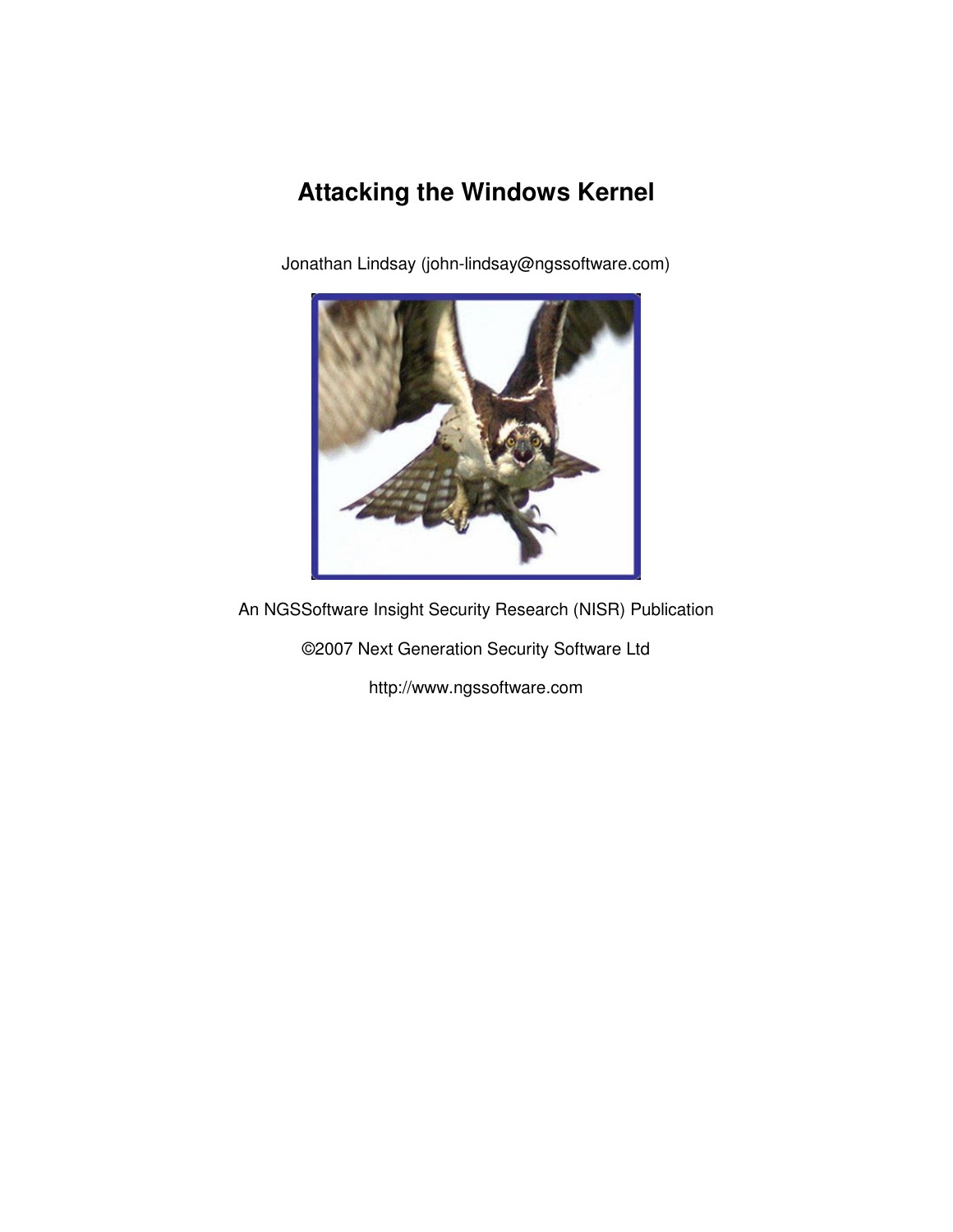# Attacking the Windows Kernel

Jonathan Lindsay (john-lindsay@ngssoftware.com)

An NGSSoftware Insight Security Research (NISR) Publication

©2007 Next Generation Security Software Ltd

http://www.ngssoftware.com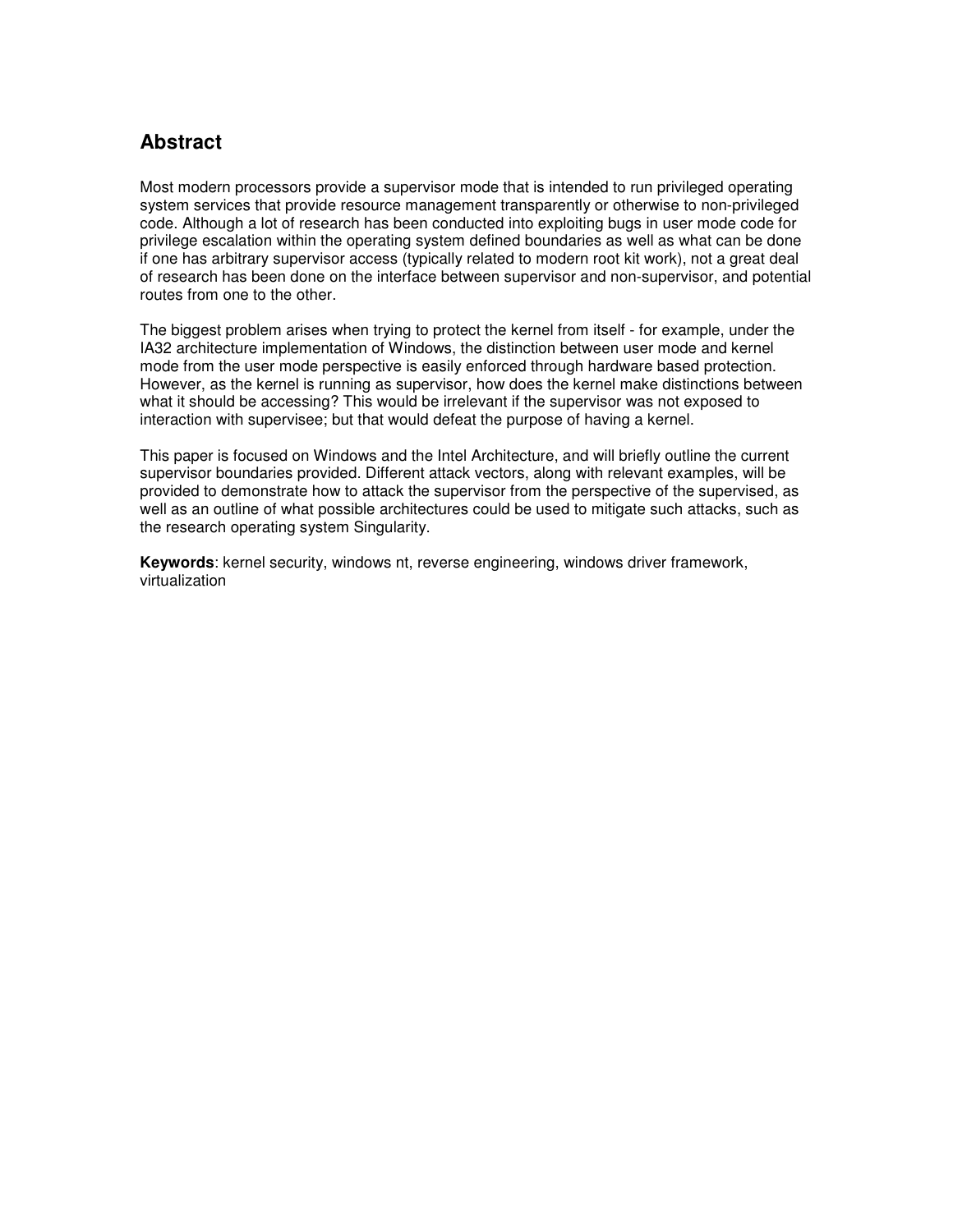## Abstract

Most modern processors provide a supervisor mode that is intended to run privileged operating system services that provide resource management transparently or otherwise to non-privileged code. Although a lot of research has been conducted into exploiting bugs in user mode code for privilege escalation within the operating system defined boundaries as well as what can be done if one has arbitrary supervisor access (typically related to modern root kit work), not a great deal of research has been done on the interface between supervisor and non-supervisor, and potential routes from one to the other.

The biggest problem arises when trying to protect the kernel from itself - for example, under the IA32 architecture implementation of Windows, the distinction between user mode and kernel mode from the user mode perspective is easily enforced through hardware based protection. However, as the kernel is running as supervisor, how does the kernel make distinctions between what it should be accessing? This would be irrelevant if the supervisor was not exposed to interaction with supervisee; but that would defeat the purpose of having a kernel.

This paper is focused on Windows and the Intel Architecture, and will briefly outline the current supervisor boundaries provided. Different attack vectors, along with relevant examples, will be provided to demonstrate how to attack the supervisor from the perspective of the supervised, as well as an outline of what possible architectures could be used to mitigate such attacks, such as the research operating system Singularity.

**Keywords**: kernel security, windows nt, reverse engineering, windows driver framework, virtualization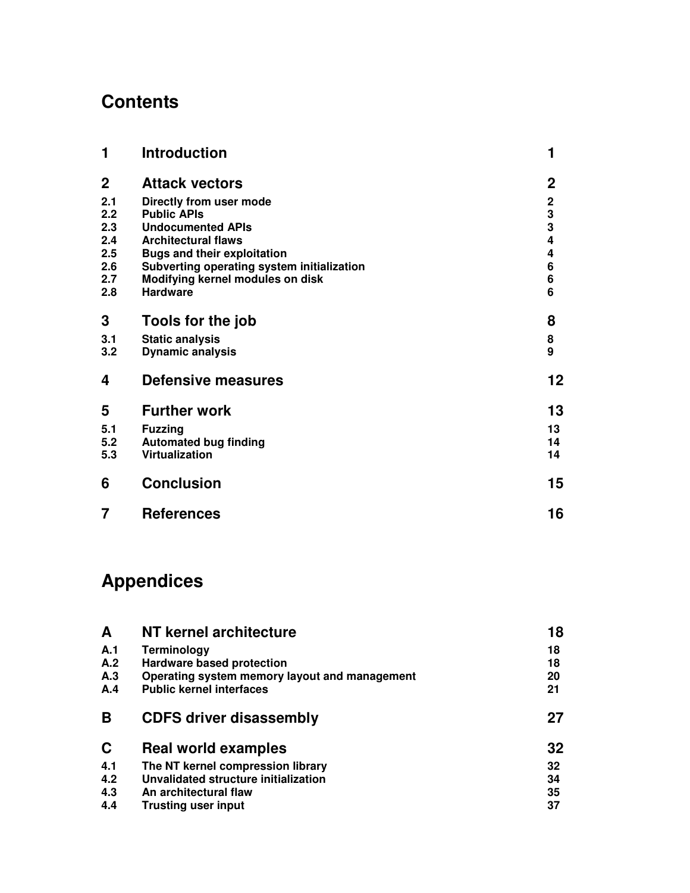# Contents

| | | |
|---|---|---|
| **1** | **Introduction** | **1** |
| **2** | **Attack vectors** | **2** |
| 2.1 | Directly from user mode | 2 |
| 2.2 | Public APIs | 3 |
| 2.3 | Undocumented APIs | 3 |
| 2.4 | Architectural flaws | 4 |
| 2.5 | Bugs and their exploitation | 4 |
| 2.6 | Subverting operating system initialization | 6 |
| 2.7 | Modifying kernel modules on disk | 6 |
| 2.8 | Hardware | 6 |
| **3** | **Tools for the job** | **8** |
| 3.1 | Static analysis | 8 |
| 3.2 | Dynamic analysis | 9 |
| **4** | **Defensive measures** | **12** |
| **5** | **Further work** | **13** |
| 5.1 | Fuzzing | 13 |
| 5.2 | Automated bug finding | 14 |
| 5.3 | Virtualization | 14 |
| **6** | **Conclusion** | **15** |
| **7** | **References** | **16** |

# Appendices

| | | |
|---|---|---|
| **A** | **NT kernel architecture** | **18** |
| A.1 | Terminology | 18 |
| A.2 | Hardware based protection | 18 |
| A.3 | Operating system memory layout and management | 20 |
| A.4 | Public kernel interfaces | 21 |
| **B** | **CDFS driver disassembly** | **27** |
| **C** | **Real world examples** | **32** |
| 4.1 | The NT kernel compression library | 32 |
| 4.2 | Unvalidated structure initialization | 34 |
| 4.3 | An architectural flaw | 35 |
| 4.4 | Trusting user input | 37 |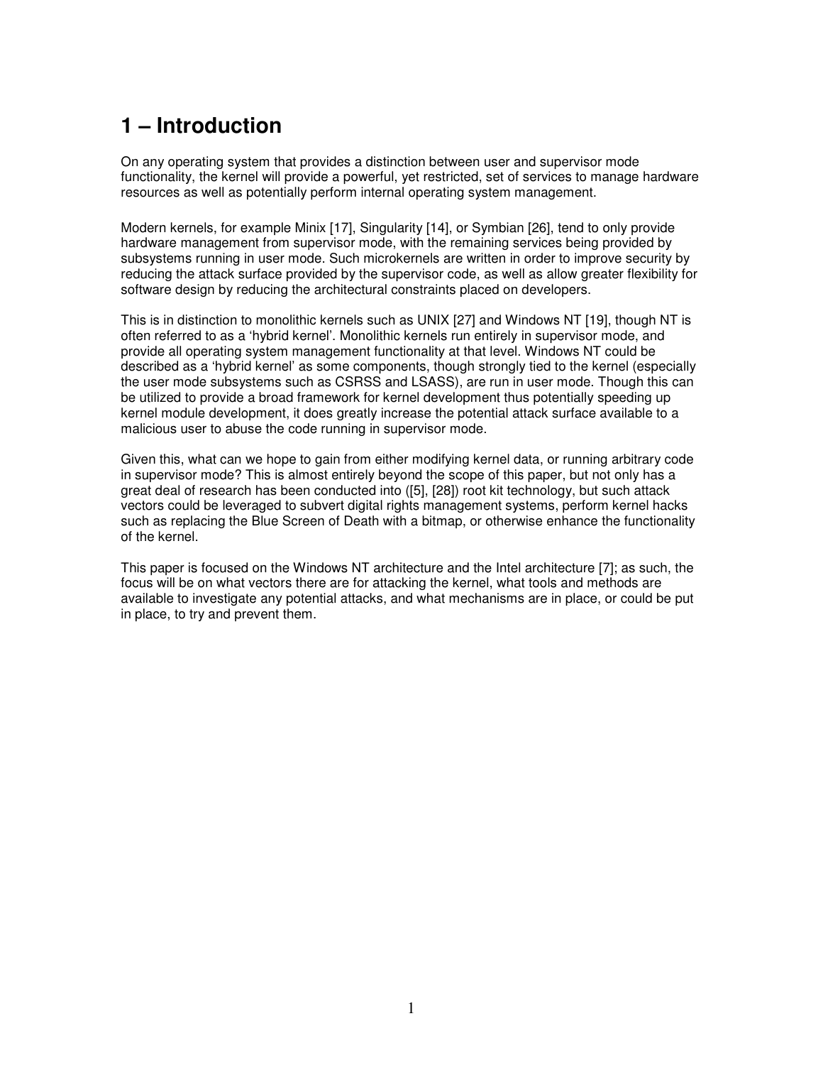# 1 – Introduction

On any operating system that provides a distinction between user and supervisor mode functionality, the kernel will provide a powerful, yet restricted, set of services to manage hardware resources as well as potentially perform internal operating system management.

Modern kernels, for example Minix [17], Singularity [14], or Symbian [26], tend to only provide hardware management from supervisor mode, with the remaining services being provided by subsystems running in user mode. Such microkernels are written in order to improve security by reducing the attack surface provided by the supervisor code, as well as allow greater flexibility for software design by reducing the architectural constraints placed on developers.

This is in distinction to monolithic kernels such as UNIX [27] and Windows NT [19], though NT is often referred to as a 'hybrid kernel'. Monolithic kernels run entirely in supervisor mode, and provide all operating system management functionality at that level. Windows NT could be described as a 'hybrid kernel' as some components, though strongly tied to the kernel (especially the user mode subsystems such as CSRSS and LSASS), are run in user mode. Though this can be utilized to provide a broad framework for kernel development thus potentially speeding up kernel module development, it does greatly increase the potential attack surface available to a malicious user to abuse the code running in supervisor mode.

Given this, what can we hope to gain from either modifying kernel data, or running arbitrary code in supervisor mode? This is almost entirely beyond the scope of this paper, but not only has a great deal of research has been conducted into ([5], [28]) root kit technology, but such attack vectors could be leveraged to subvert digital rights management systems, perform kernel hacks such as replacing the Blue Screen of Death with a bitmap, or otherwise enhance the functionality of the kernel.

This paper is focused on the Windows NT architecture and the Intel architecture [7]; as such, the focus will be on what vectors there are for attacking the kernel, what tools and methods are available to investigate any potential attacks, and what mechanisms are in place, or could be put in place, to try and prevent them.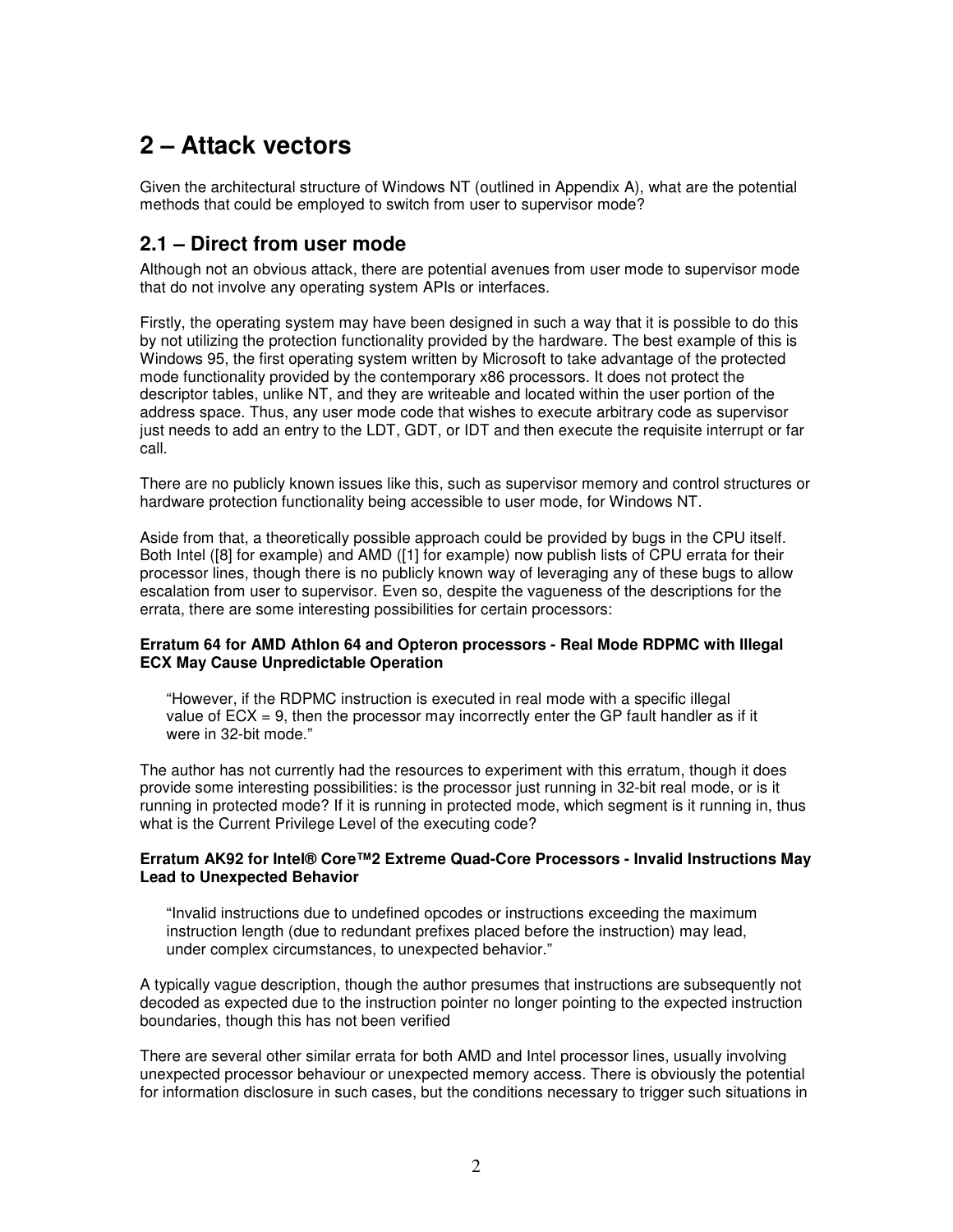# 2 – Attack vectors

Given the architectural structure of Windows NT (outlined in Appendix A), what are the potential methods that could be employed to switch from user to supervisor mode?

## 2.1 – Direct from user mode

Although not an obvious attack, there are potential avenues from user mode to supervisor mode that do not involve any operating system APIs or interfaces.

Firstly, the operating system may have been designed in such a way that it is possible to do this by not utilizing the protection functionality provided by the hardware. The best example of this is Windows 95, the first operating system written by Microsoft to take advantage of the protected mode functionality provided by the contemporary x86 processors. It does not protect the descriptor tables, unlike NT, and they are writeable and located within the user portion of the address space. Thus, any user mode code that wishes to execute arbitrary code as supervisor just needs to add an entry to the LDT, GDT, or IDT and then execute the requisite interrupt or far call.

There are no publicly known issues like this, such as supervisor memory and control structures or hardware protection functionality being accessible to user mode, for Windows NT.

Aside from that, a theoretically possible approach could be provided by bugs in the CPU itself. Both Intel ([8] for example) and AMD ([1] for example) now publish lists of CPU errata for their processor lines, though there is no publicly known way of leveraging any of these bugs to allow escalation from user to supervisor. Even so, despite the vagueness of the descriptions for the errata, there are some interesting possibilities for certain processors:

**Erratum 64 for AMD Athlon 64 and Opteron processors - Real Mode RDPMC with Illegal ECX May Cause Unpredictable Operation**

> "However, if the RDPMC instruction is executed in real mode with a specific illegal value of ECX = 9, then the processor may incorrectly enter the GP fault handler as if it were in 32-bit mode."

The author has not currently had the resources to experiment with this erratum, though it does provide some interesting possibilities: is the processor just running in 32-bit real mode, or is it running in protected mode? If it is running in protected mode, which segment is it running in, thus what is the Current Privilege Level of the executing code?

**Erratum AK92 for Intel® Core™2 Extreme Quad-Core Processors - Invalid Instructions May Lead to Unexpected Behavior**

> "Invalid instructions due to undefined opcodes or instructions exceeding the maximum instruction length (due to redundant prefixes placed before the instruction) may lead, under complex circumstances, to unexpected behavior."

A typically vague description, though the author presumes that instructions are subsequently not decoded as expected due to the instruction pointer no longer pointing to the expected instruction boundaries, though this has not been verified

There are several other similar errata for both AMD and Intel processor lines, usually involving unexpected processor behaviour or unexpected memory access. There is obviously the potential for information disclosure in such cases, but the conditions necessary to trigger such situations in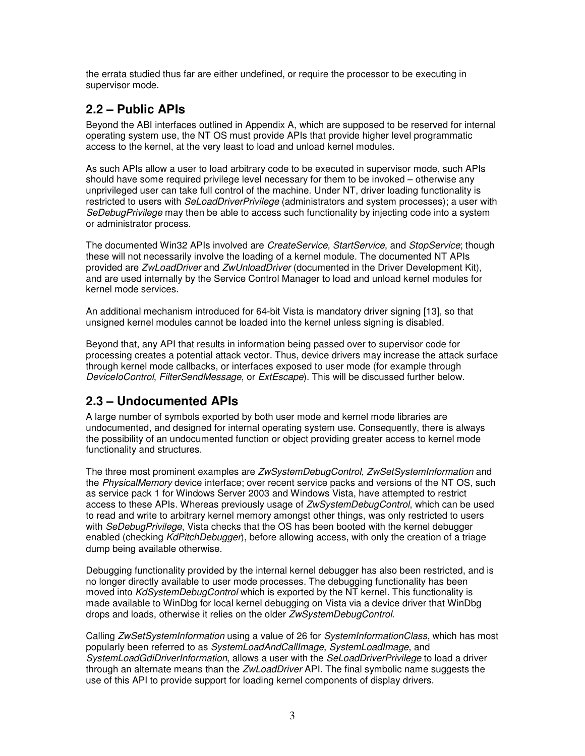the errata studied thus far are either undefined, or require the processor to be executing in supervisor mode.

## 2.2 – Public APIs

Beyond the ABI interfaces outlined in Appendix A, which are supposed to be reserved for internal operating system use, the NT OS must provide APIs that provide higher level programmatic access to the kernel, at the very least to load and unload kernel modules.

As such APIs allow a user to load arbitrary code to be executed in supervisor mode, such APIs should have some required privilege level necessary for them to be invoked – otherwise any unprivileged user can take full control of the machine. Under NT, driver loading functionality is restricted to users with *SeLoadDriverPrivilege* (administrators and system processes); a user with *SeDebugPrivilege* may then be able to access such functionality by injecting code into a system or administrator process.

The documented Win32 APIs involved are *CreateService*, *StartService*, and *StopService*; though these will not necessarily involve the loading of a kernel module. The documented NT APIs provided are *ZwLoadDriver* and *ZwUnloadDriver* (documented in the Driver Development Kit), and are used internally by the Service Control Manager to load and unload kernel modules for kernel mode services.

An additional mechanism introduced for 64-bit Vista is mandatory driver signing [13], so that unsigned kernel modules cannot be loaded into the kernel unless signing is disabled.

Beyond that, any API that results in information being passed over to supervisor code for processing creates a potential attack vector. Thus, device drivers may increase the attack surface through kernel mode callbacks, or interfaces exposed to user mode (for example through *DeviceIoControl*, *FilterSendMessage*, or *ExtEscape*). This will be discussed further below.

## 2.3 – Undocumented APIs

A large number of symbols exported by both user mode and kernel mode libraries are undocumented, and designed for internal operating system use. Consequently, there is always the possibility of an undocumented function or object providing greater access to kernel mode functionality and structures.

The three most prominent examples are *ZwSystemDebugControl*, *ZwSetSystemInformation* and the *PhysicalMemory* device interface; over recent service packs and versions of the NT OS, such as service pack 1 for Windows Server 2003 and Windows Vista, have attempted to restrict access to these APIs. Whereas previously usage of *ZwSystemDebugControl*, which can be used to read and write to arbitrary kernel memory amongst other things, was only restricted to users with *SeDebugPrivilege*, Vista checks that the OS has been booted with the kernel debugger enabled (checking *KdPitchDebugger*), before allowing access, with only the creation of a triage dump being available otherwise.

Debugging functionality provided by the internal kernel debugger has also been restricted, and is no longer directly available to user mode processes. The debugging functionality has been moved into *KdSystemDebugControl* which is exported by the NT kernel. This functionality is made available to WinDbg for local kernel debugging on Vista via a device driver that WinDbg drops and loads, otherwise it relies on the older *ZwSystemDebugControl*.

Calling *ZwSetSystemInformation* using a value of 26 for *SystemInformationClass*, which has most popularly been referred to as *SystemLoadAndCallImage*, *SystemLoadImage*, and *SystemLoadGdiDriverInformation*, allows a user with the *SeLoadDriverPrivilege* to load a driver through an alternate means than the *ZwLoadDriver* API. The final symbolic name suggests the use of this API to provide support for loading kernel components of display drivers.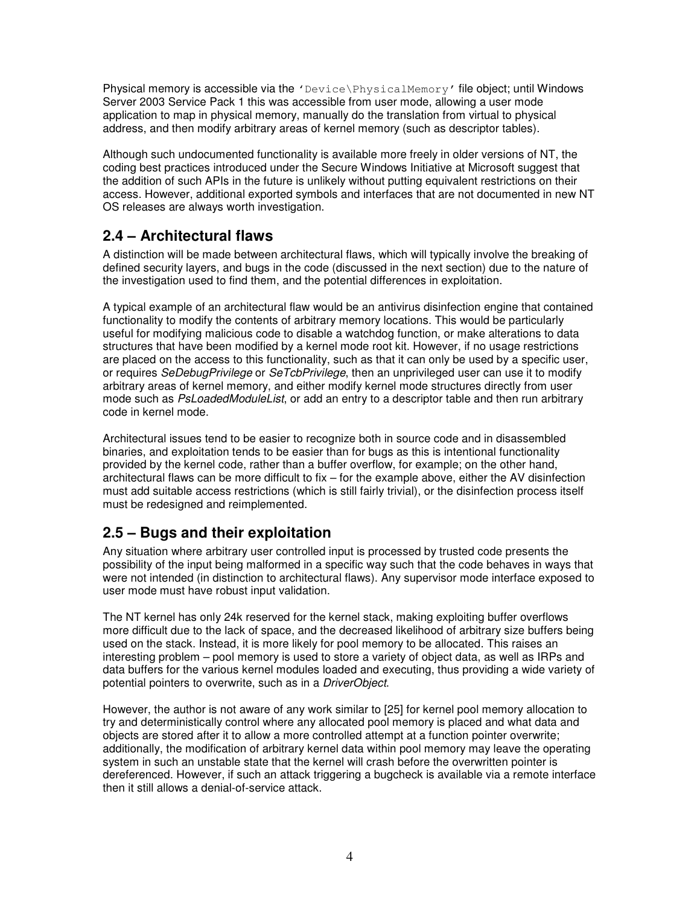Physical memory is accessible via the `'Device\PhysicalMemory'` file object; until Windows Server 2003 Service Pack 1 this was accessible from user mode, allowing a user mode application to map in physical memory, manually do the translation from virtual to physical address, and then modify arbitrary areas of kernel memory (such as descriptor tables).

Although such undocumented functionality is available more freely in older versions of NT, the coding best practices introduced under the Secure Windows Initiative at Microsoft suggest that the addition of such APIs in the future is unlikely without putting equivalent restrictions on their access. However, additional exported symbols and interfaces that are not documented in new NT OS releases are always worth investigation.

## 2.4 – Architectural flaws

A distinction will be made between architectural flaws, which will typically involve the breaking of defined security layers, and bugs in the code (discussed in the next section) due to the nature of the investigation used to find them, and the potential differences in exploitation.

A typical example of an architectural flaw would be an antivirus disinfection engine that contained functionality to modify the contents of arbitrary memory locations. This would be particularly useful for modifying malicious code to disable a watchdog function, or make alterations to data structures that have been modified by a kernel mode root kit. However, if no usage restrictions are placed on the access to this functionality, such as that it can only be used by a specific user, or requires *SeDebugPrivilege* or *SeTcbPrivilege*, then an unprivileged user can use it to modify arbitrary areas of kernel memory, and either modify kernel mode structures directly from user mode such as *PsLoadedModuleList*, or add an entry to a descriptor table and then run arbitrary code in kernel mode.

Architectural issues tend to be easier to recognize both in source code and in disassembled binaries, and exploitation tends to be easier than for bugs as this is intentional functionality provided by the kernel code, rather than a buffer overflow, for example; on the other hand, architectural flaws can be more difficult to fix – for the example above, either the AV disinfection must add suitable access restrictions (which is still fairly trivial), or the disinfection process itself must be redesigned and reimplemented.

## 2.5 – Bugs and their exploitation

Any situation where arbitrary user controlled input is processed by trusted code presents the possibility of the input being malformed in a specific way such that the code behaves in ways that were not intended (in distinction to architectural flaws). Any supervisor mode interface exposed to user mode must have robust input validation.

The NT kernel has only 24k reserved for the kernel stack, making exploiting buffer overflows more difficult due to the lack of space, and the decreased likelihood of arbitrary size buffers being used on the stack. Instead, it is more likely for pool memory to be allocated. This raises an interesting problem – pool memory is used to store a variety of object data, as well as IRPs and data buffers for the various kernel modules loaded and executing, thus providing a wide variety of potential pointers to overwrite, such as in a *DriverObject*.

However, the author is not aware of any work similar to [25] for kernel pool memory allocation to try and deterministically control where any allocated pool memory is placed and what data and objects are stored after it to allow a more controlled attempt at a function pointer overwrite; additionally, the modification of arbitrary kernel data within pool memory may leave the operating system in such an unstable state that the kernel will crash before the overwritten pointer is dereferenced. However, if such an attack triggering a bugcheck is available via a remote interface then it still allows a denial-of-service attack.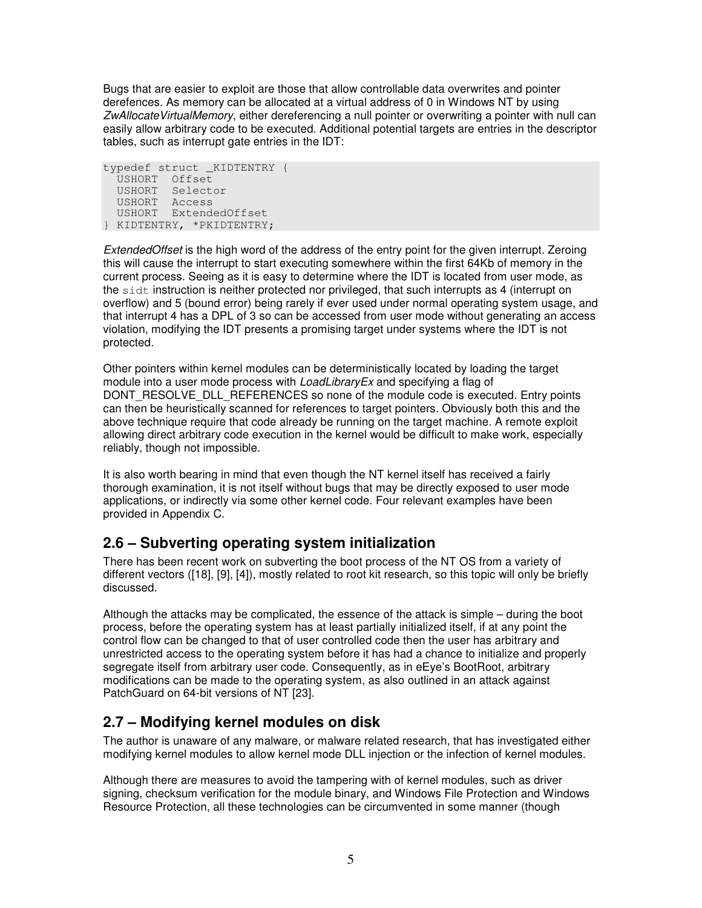Bugs that are easier to exploit are those that allow controllable data overwrites and pointer derefences. As memory can be allocated at a virtual address of 0 in Windows NT by using *ZwAllocateVirtualMemory*, either dereferencing a null pointer or overwriting a pointer with null can easily allow arbitrary code to be executed. Additional potential targets are entries in the descriptor tables, such as interrupt gate entries in the IDT:

```
typedef struct _KIDTENTRY {
  USHORT  Offset
  USHORT  Selector
  USHORT  Access
  USHORT  ExtendedOffset
} KIDTENTRY, *PKIDTENTRY;
```

*ExtendedOffset* is the high word of the address of the entry point for the given interrupt. Zeroing this will cause the interrupt to start executing somewhere within the first 64Kb of memory in the current process. Seeing as it is easy to determine where the IDT is located from user mode, as the `sidt` instruction is neither protected nor privileged, that such interrupts as 4 (interrupt on overflow) and 5 (bound error) being rarely if ever used under normal operating system usage, and that interrupt 4 has a DPL of 3 so can be accessed from user mode without generating an access violation, modifying the IDT presents a promising target under systems where the IDT is not protected.

Other pointers within kernel modules can be deterministically located by loading the target module into a user mode process with *LoadLibraryEx* and specifying a flag of DONT_RESOLVE_DLL_REFERENCES so none of the module code is executed. Entry points can then be heuristically scanned for references to target pointers. Obviously both this and the above technique require that code already be running on the target machine. A remote exploit allowing direct arbitrary code execution in the kernel would be difficult to make work, especially reliably, though not impossible.

It is also worth bearing in mind that even though the NT kernel itself has received a fairly thorough examination, it is not itself without bugs that may be directly exposed to user mode applications, or indirectly via some other kernel code. Four relevant examples have been provided in Appendix C.

## 2.6 – Subverting operating system initialization

There has been recent work on subverting the boot process of the NT OS from a variety of different vectors ([18], [9], [4]), mostly related to root kit research, so this topic will only be briefly discussed.

Although the attacks may be complicated, the essence of the attack is simple – during the boot process, before the operating system has at least partially initialized itself, if at any point the control flow can be changed to that of user controlled code then the user has arbitrary and unrestricted access to the operating system before it has had a chance to initialize and properly segregate itself from arbitrary user code. Consequently, as in eEye's BootRoot, arbitrary modifications can be made to the operating system, as also outlined in an attack against PatchGuard on 64-bit versions of NT [23].

## 2.7 – Modifying kernel modules on disk

The author is unaware of any malware, or malware related research, that has investigated either modifying kernel modules to allow kernel mode DLL injection or the infection of kernel modules.

Although there are measures to avoid the tampering with of kernel modules, such as driver signing, checksum verification for the module binary, and Windows File Protection and Windows Resource Protection, all these technologies can be circumvented in some manner (though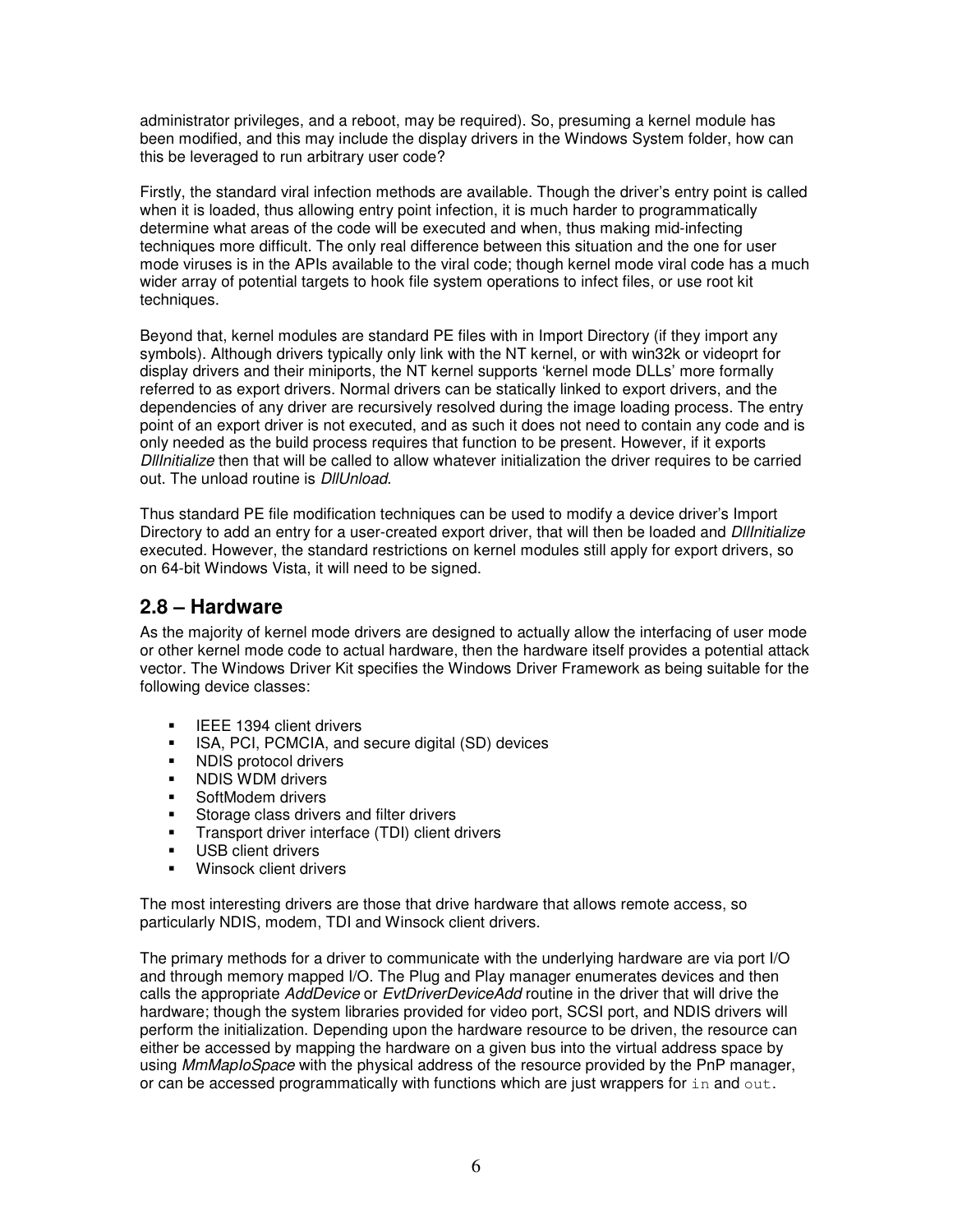administrator privileges, and a reboot, may be required). So, presuming a kernel module has been modified, and this may include the display drivers in the Windows System folder, how can this be leveraged to run arbitrary user code?

Firstly, the standard viral infection methods are available. Though the driver's entry point is called when it is loaded, thus allowing entry point infection, it is much harder to programmatically determine what areas of the code will be executed and when, thus making mid-infecting techniques more difficult. The only real difference between this situation and the one for user mode viruses is in the APIs available to the viral code; though kernel mode viral code has a much wider array of potential targets to hook file system operations to infect files, or use root kit techniques.

Beyond that, kernel modules are standard PE files with in Import Directory (if they import any symbols). Although drivers typically only link with the NT kernel, or with win32k or videoprt for display drivers and their miniports, the NT kernel supports 'kernel mode DLLs' more formally referred to as export drivers. Normal drivers can be statically linked to export drivers, and the dependencies of any driver are recursively resolved during the image loading process. The entry point of an export driver is not executed, and as such it does not need to contain any code and is only needed as the build process requires that function to be present. However, if it exports *DllInitialize* then that will be called to allow whatever initialization the driver requires to be carried out. The unload routine is *DllUnload*.

Thus standard PE file modification techniques can be used to modify a device driver's Import Directory to add an entry for a user-created export driver, that will then be loaded and *DllInitialize* executed. However, the standard restrictions on kernel modules still apply for export drivers, so on 64-bit Windows Vista, it will need to be signed.

## 2.8 – Hardware

As the majority of kernel mode drivers are designed to actually allow the interfacing of user mode or other kernel mode code to actual hardware, then the hardware itself provides a potential attack vector. The Windows Driver Kit specifies the Windows Driver Framework as being suitable for the following device classes:

- IEEE 1394 client drivers
- ISA, PCI, PCMCIA, and secure digital (SD) devices
- NDIS protocol drivers
- NDIS WDM drivers
- SoftModem drivers
- Storage class drivers and filter drivers
- Transport driver interface (TDI) client drivers
- USB client drivers
- Winsock client drivers

The most interesting drivers are those that drive hardware that allows remote access, so particularly NDIS, modem, TDI and Winsock client drivers.

The primary methods for a driver to communicate with the underlying hardware are via port I/O and through memory mapped I/O. The Plug and Play manager enumerates devices and then calls the appropriate *AddDevice* or *EvtDriverDeviceAdd* routine in the driver that will drive the hardware; though the system libraries provided for video port, SCSI port, and NDIS drivers will perform the initialization. Depending upon the hardware resource to be driven, the resource can either be accessed by mapping the hardware on a given bus into the virtual address space by using *MmMapIoSpace* with the physical address of the resource provided by the PnP manager, or can be accessed programmatically with functions which are just wrappers for `in` and `out`.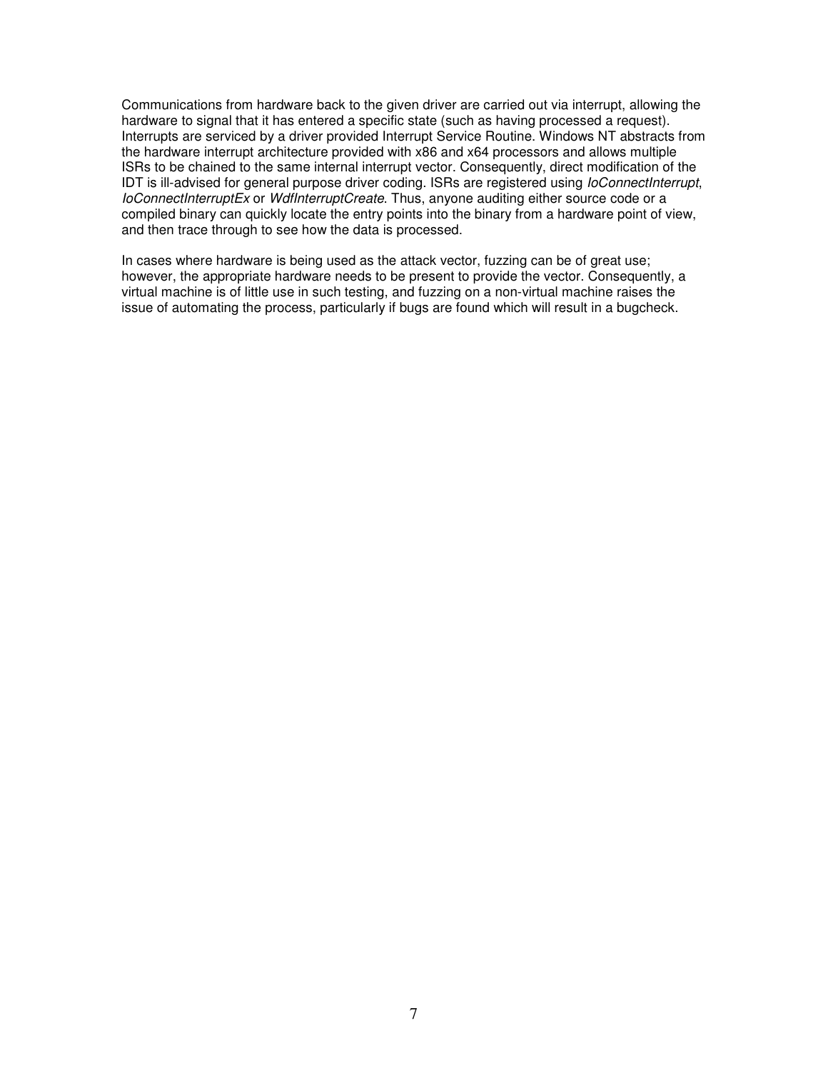Communications from hardware back to the given driver are carried out via interrupt, allowing the hardware to signal that it has entered a specific state (such as having processed a request). Interrupts are serviced by a driver provided Interrupt Service Routine. Windows NT abstracts from the hardware interrupt architecture provided with x86 and x64 processors and allows multiple ISRs to be chained to the same internal interrupt vector. Consequently, direct modification of the IDT is ill-advised for general purpose driver coding. ISRs are registered using *IoConnectInterrupt*, *IoConnectInterruptEx* or *WdfInterruptCreate*. Thus, anyone auditing either source code or a compiled binary can quickly locate the entry points into the binary from a hardware point of view, and then trace through to see how the data is processed.

In cases where hardware is being used as the attack vector, fuzzing can be of great use; however, the appropriate hardware needs to be present to provide the vector. Consequently, a virtual machine is of little use in such testing, and fuzzing on a non-virtual machine raises the issue of automating the process, particularly if bugs are found which will result in a bugcheck.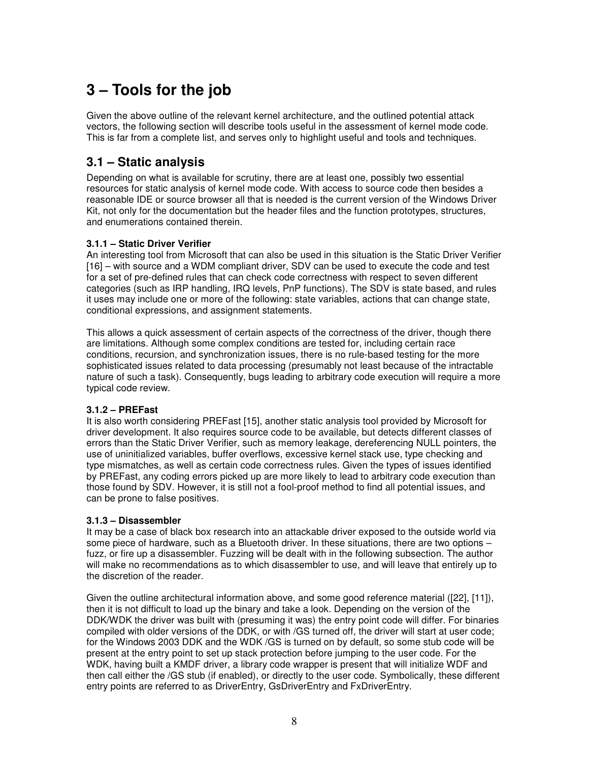# 3 – Tools for the job

Given the above outline of the relevant kernel architecture, and the outlined potential attack vectors, the following section will describe tools useful in the assessment of kernel mode code. This is far from a complete list, and serves only to highlight useful and tools and techniques.

## 3.1 – Static analysis

Depending on what is available for scrutiny, there are at least one, possibly two essential resources for static analysis of kernel mode code. With access to source code then besides a reasonable IDE or source browser all that is needed is the current version of the Windows Driver Kit, not only for the documentation but the header files and the function prototypes, structures, and enumerations contained therein.

### 3.1.1 – Static Driver Verifier

An interesting tool from Microsoft that can also be used in this situation is the Static Driver Verifier [16] – with source and a WDM compliant driver, SDV can be used to execute the code and test for a set of pre-defined rules that can check code correctness with respect to seven different categories (such as IRP handling, IRQ levels, PnP functions). The SDV is state based, and rules it uses may include one or more of the following: state variables, actions that can change state, conditional expressions, and assignment statements.

This allows a quick assessment of certain aspects of the correctness of the driver, though there are limitations. Although some complex conditions are tested for, including certain race conditions, recursion, and synchronization issues, there is no rule-based testing for the more sophisticated issues related to data processing (presumably not least because of the intractable nature of such a task). Consequently, bugs leading to arbitrary code execution will require a more typical code review.

### 3.1.2 – PREFast

It is also worth considering PREFast [15], another static analysis tool provided by Microsoft for driver development. It also requires source code to be available, but detects different classes of errors than the Static Driver Verifier, such as memory leakage, dereferencing NULL pointers, the use of uninitialized variables, buffer overflows, excessive kernel stack use, type checking and type mismatches, as well as certain code correctness rules. Given the types of issues identified by PREFast, any coding errors picked up are more likely to lead to arbitrary code execution than those found by SDV. However, it is still not a fool-proof method to find all potential issues, and can be prone to false positives.

### 3.1.3 – Disassembler

It may be a case of black box research into an attackable driver exposed to the outside world via some piece of hardware, such as a Bluetooth driver. In these situations, there are two options – fuzz, or fire up a disassembler. Fuzzing will be dealt with in the following subsection. The author will make no recommendations as to which disassembler to use, and will leave that entirely up to the discretion of the reader.

Given the outline architectural information above, and some good reference material ([22], [11]), then it is not difficult to load up the binary and take a look. Depending on the version of the DDK/WDK the driver was built with (presuming it was) the entry point code will differ. For binaries compiled with older versions of the DDK, or with /GS turned off, the driver will start at user code; for the Windows 2003 DDK and the WDK /GS is turned on by default, so some stub code will be present at the entry point to set up stack protection before jumping to the user code. For the WDK, having built a KMDF driver, a library code wrapper is present that will initialize WDF and then call either the /GS stub (if enabled), or directly to the user code. Symbolically, these different entry points are referred to as DriverEntry, GsDriverEntry and FxDriverEntry.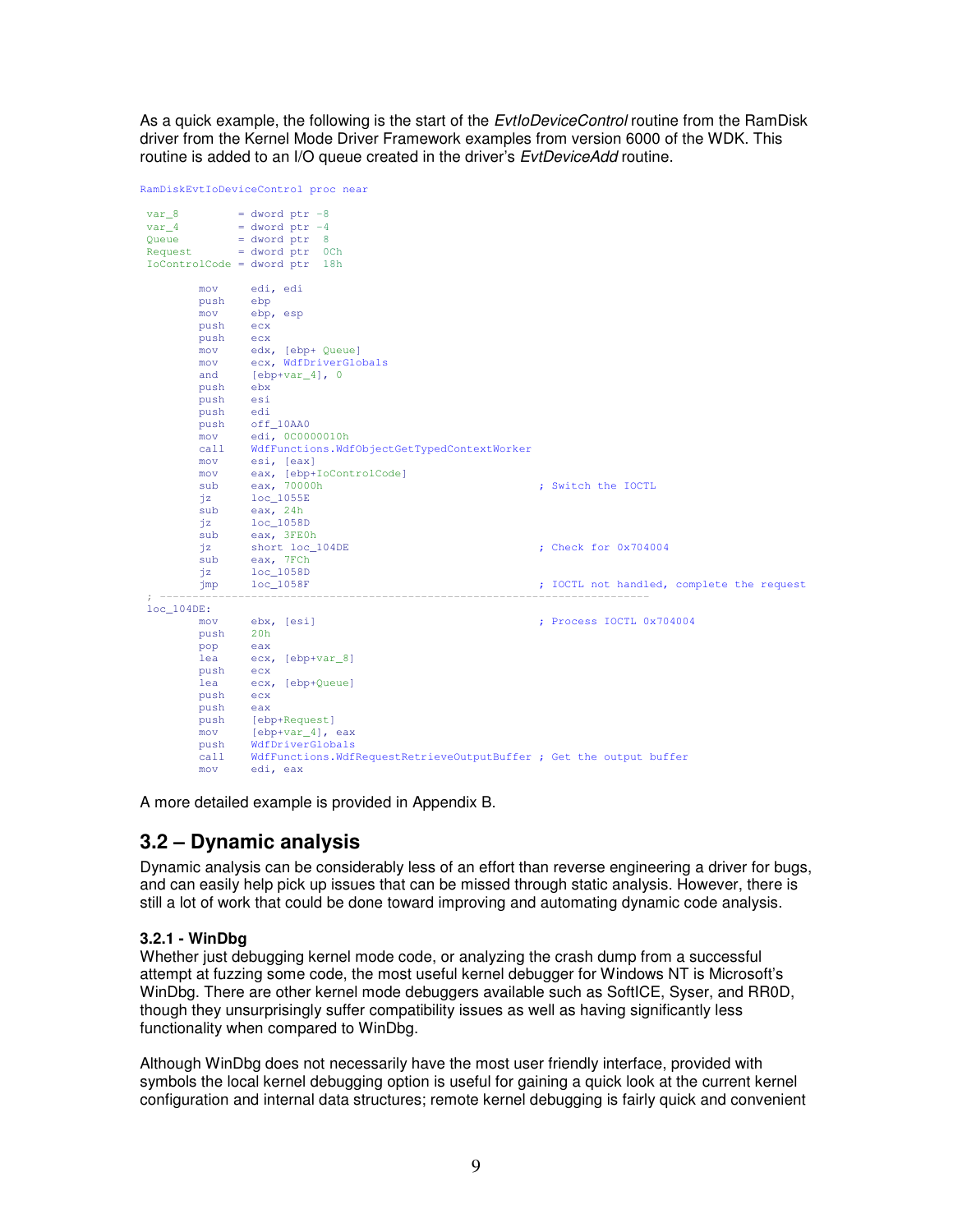As a quick example, the following is the start of the *EvtIoDeviceControl* routine from the RamDisk driver from the Kernel Mode Driver Framework examples from version 6000 of the WDK. This routine is added to an I/O queue created in the driver's *EvtDeviceAdd* routine.

```
RamDiskEvtIoDeviceControl proc near

 var_8         = dword ptr -8
 var_4         = dword ptr -4
 Queue         = dword ptr  8
 Request       = dword ptr  0Ch
 IoControlCode = dword ptr  18h

         mov     edi, edi
         push    ebp
         mov     ebp, esp
         push    ecx
         push    ecx
         mov     edx, [ebp+ Queue]
         mov     ecx, WdfDriverGlobals
         and     [ebp+var_4], 0
         push    ebx
         push    esi
         push    edi
         push    off_10AA0
         mov     edi, 0C0000010h
         call    WdfFunctions.WdfObjectGetTypedContextWorker
         mov     esi, [eax]
         mov     eax, [ebp+IoControlCode]
         sub     eax, 70000h                            ; Switch the IOCTL
         jz      loc_1055E
         sub     eax, 24h
         jz      loc_1058D
         sub     eax, 3FE0h
         jz      short loc_104DE                        ; Check for 0x704004
         sub     eax, 7FCh
         jz      loc_1058D
         jmp     loc_1058F                              ; IOCTL not handled, complete the request
 ; ---------------------------------------------------------------------------
 loc_104DE:
         mov     ebx, [esi]                             ; Process IOCTL 0x704004
         push    20h
         pop     eax
         lea     ecx, [ebp+var_8]
         push    ecx
         lea     ecx, [ebp+Queue]
         push    ecx
         push    eax
         push    [ebp+Request]
         mov     [ebp+var_4], eax
         push    WdfDriverGlobals
         call    WdfFunctions.WdfRequestRetrieveOutputBuffer ; Get the output buffer
         mov     edi, eax
```

A more detailed example is provided in Appendix B.

## 3.2 – Dynamic analysis

Dynamic analysis can be considerably less of an effort than reverse engineering a driver for bugs, and can easily help pick up issues that can be missed through static analysis. However, there is still a lot of work that could be done toward improving and automating dynamic code analysis.

### 3.2.1 - WinDbg

Whether just debugging kernel mode code, or analyzing the crash dump from a successful attempt at fuzzing some code, the most useful kernel debugger for Windows NT is Microsoft's WinDbg. There are other kernel mode debuggers available such as SoftICE, Syser, and RR0D, though they unsurprisingly suffer compatibility issues as well as having significantly less functionality when compared to WinDbg.

Although WinDbg does not necessarily have the most user friendly interface, provided with symbols the local kernel debugging option is useful for gaining a quick look at the current kernel configuration and internal data structures; remote kernel debugging is fairly quick and convenient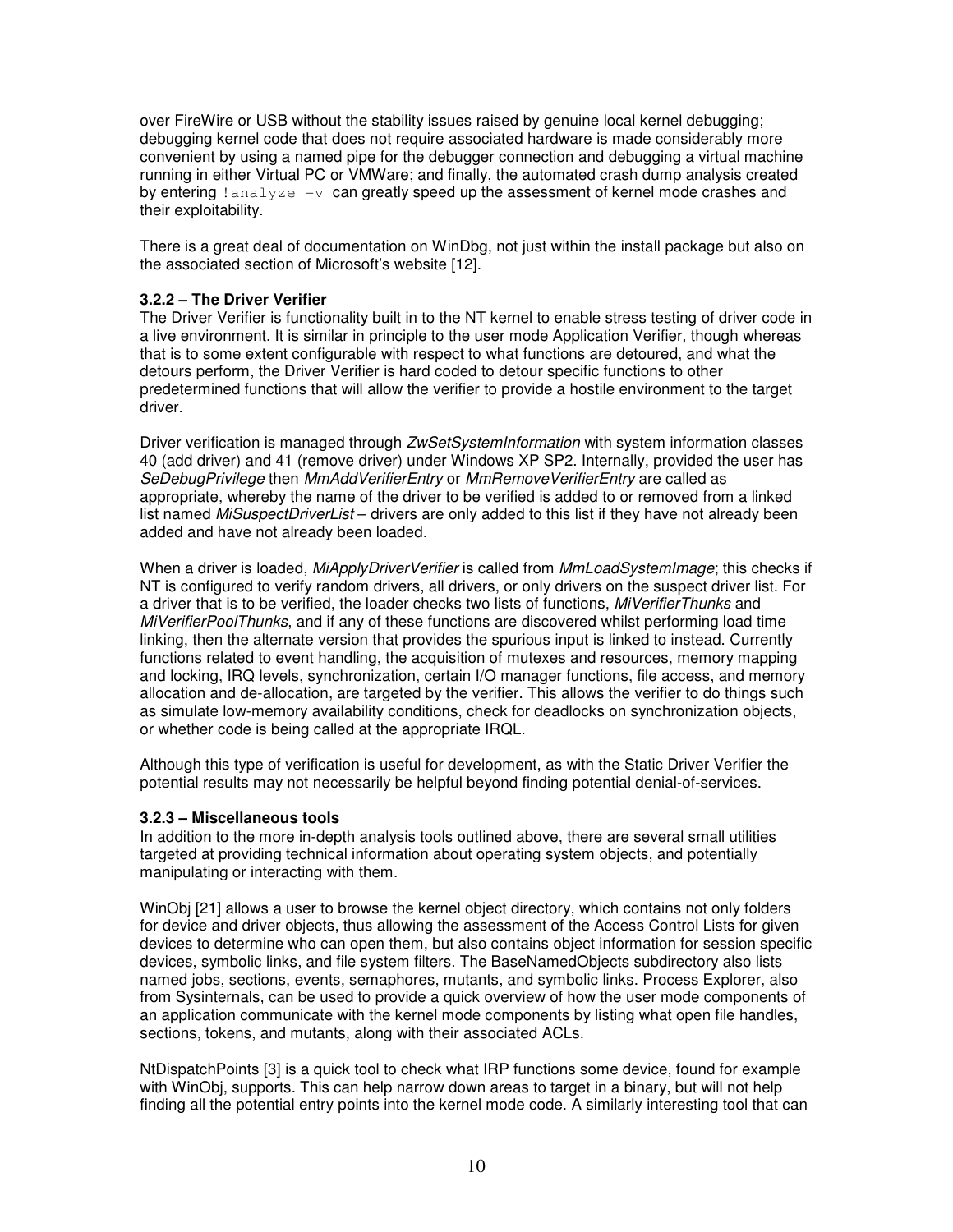over FireWire or USB without the stability issues raised by genuine local kernel debugging; debugging kernel code that does not require associated hardware is made considerably more convenient by using a named pipe for the debugger connection and debugging a virtual machine running in either Virtual PC or VMWare; and finally, the automated crash dump analysis created by entering `!analyze –v` can greatly speed up the assessment of kernel mode crashes and their exploitability.

There is a great deal of documentation on WinDbg, not just within the install package but also on the associated section of Microsoft's website [12].

### 3.2.2 – The Driver Verifier

The Driver Verifier is functionality built in to the NT kernel to enable stress testing of driver code in a live environment. It is similar in principle to the user mode Application Verifier, though whereas that is to some extent configurable with respect to what functions are detoured, and what the detours perform, the Driver Verifier is hard coded to detour specific functions to other predetermined functions that will allow the verifier to provide a hostile environment to the target driver.

Driver verification is managed through *ZwSetSystemInformation* with system information classes 40 (add driver) and 41 (remove driver) under Windows XP SP2. Internally, provided the user has *SeDebugPrivilege* then *MmAddVerifierEntry* or *MmRemoveVerifierEntry* are called as appropriate, whereby the name of the driver to be verified is added to or removed from a linked list named *MiSuspectDriverList* – drivers are only added to this list if they have not already been added and have not already been loaded.

When a driver is loaded, *MiApplyDriverVerifier* is called from *MmLoadSystemImage*; this checks if NT is configured to verify random drivers, all drivers, or only drivers on the suspect driver list. For a driver that is to be verified, the loader checks two lists of functions, *MiVerifierThunks* and *MiVerifierPoolThunks*, and if any of these functions are discovered whilst performing load time linking, then the alternate version that provides the spurious input is linked to instead. Currently functions related to event handling, the acquisition of mutexes and resources, memory mapping and locking, IRQ levels, synchronization, certain I/O manager functions, file access, and memory allocation and de-allocation, are targeted by the verifier. This allows the verifier to do things such as simulate low-memory availability conditions, check for deadlocks on synchronization objects, or whether code is being called at the appropriate IRQL.

Although this type of verification is useful for development, as with the Static Driver Verifier the potential results may not necessarily be helpful beyond finding potential denial-of-services.

### 3.2.3 – Miscellaneous tools

In addition to the more in-depth analysis tools outlined above, there are several small utilities targeted at providing technical information about operating system objects, and potentially manipulating or interacting with them.

WinObj [21] allows a user to browse the kernel object directory, which contains not only folders for device and driver objects, thus allowing the assessment of the Access Control Lists for given devices to determine who can open them, but also contains object information for session specific devices, symbolic links, and file system filters. The BaseNamedObjects subdirectory also lists named jobs, sections, events, semaphores, mutants, and symbolic links. Process Explorer, also from Sysinternals, can be used to provide a quick overview of how the user mode components of an application communicate with the kernel mode components by listing what open file handles, sections, tokens, and mutants, along with their associated ACLs.

NtDispatchPoints [3] is a quick tool to check what IRP functions some device, found for example with WinObj, supports. This can help narrow down areas to target in a binary, but will not help finding all the potential entry points into the kernel mode code. A similarly interesting tool that can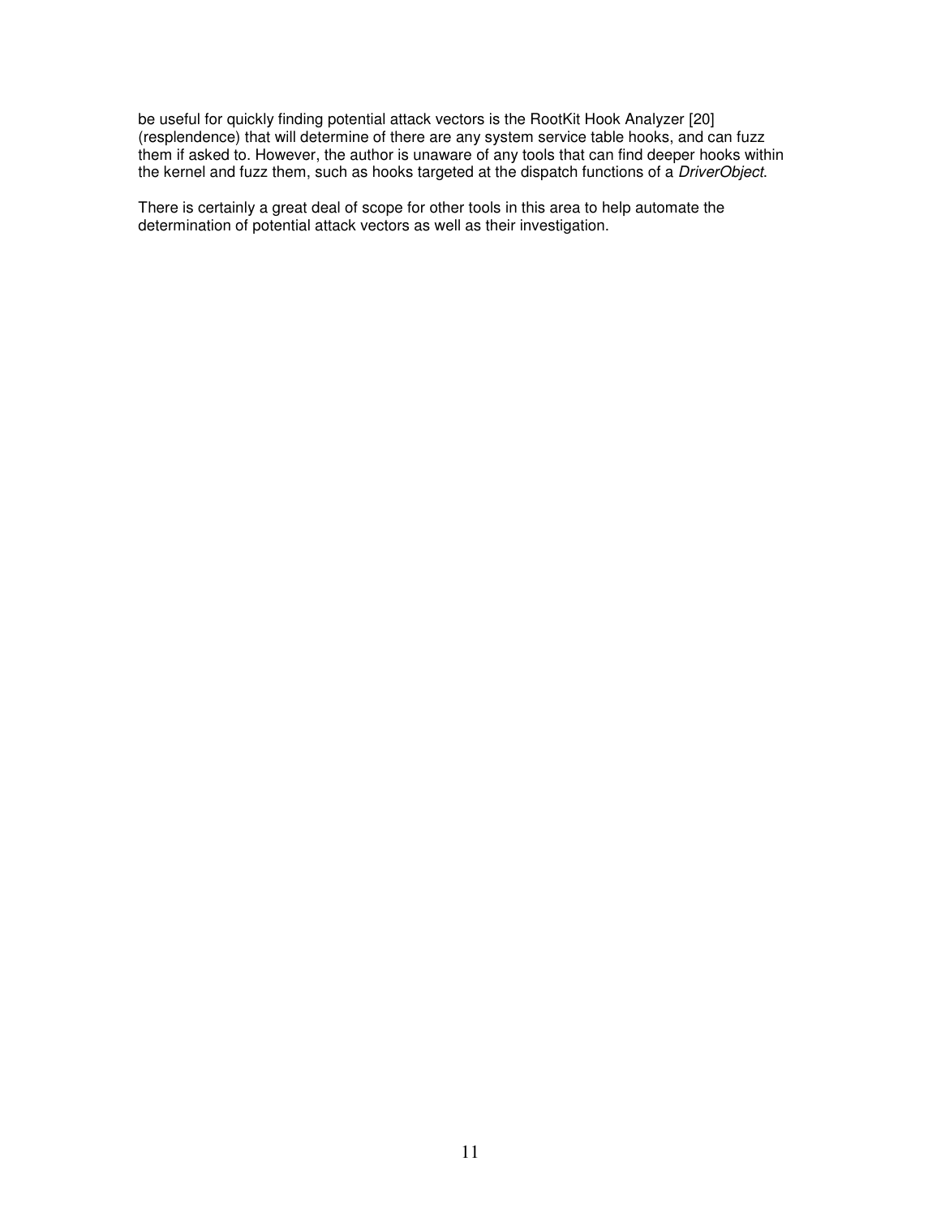be useful for quickly finding potential attack vectors is the RootKit Hook Analyzer [20] (resplendence) that will determine of there are any system service table hooks, and can fuzz them if asked to. However, the author is unaware of any tools that can find deeper hooks within the kernel and fuzz them, such as hooks targeted at the dispatch functions of a *DriverObject*.

There is certainly a great deal of scope for other tools in this area to help automate the determination of potential attack vectors as well as their investigation.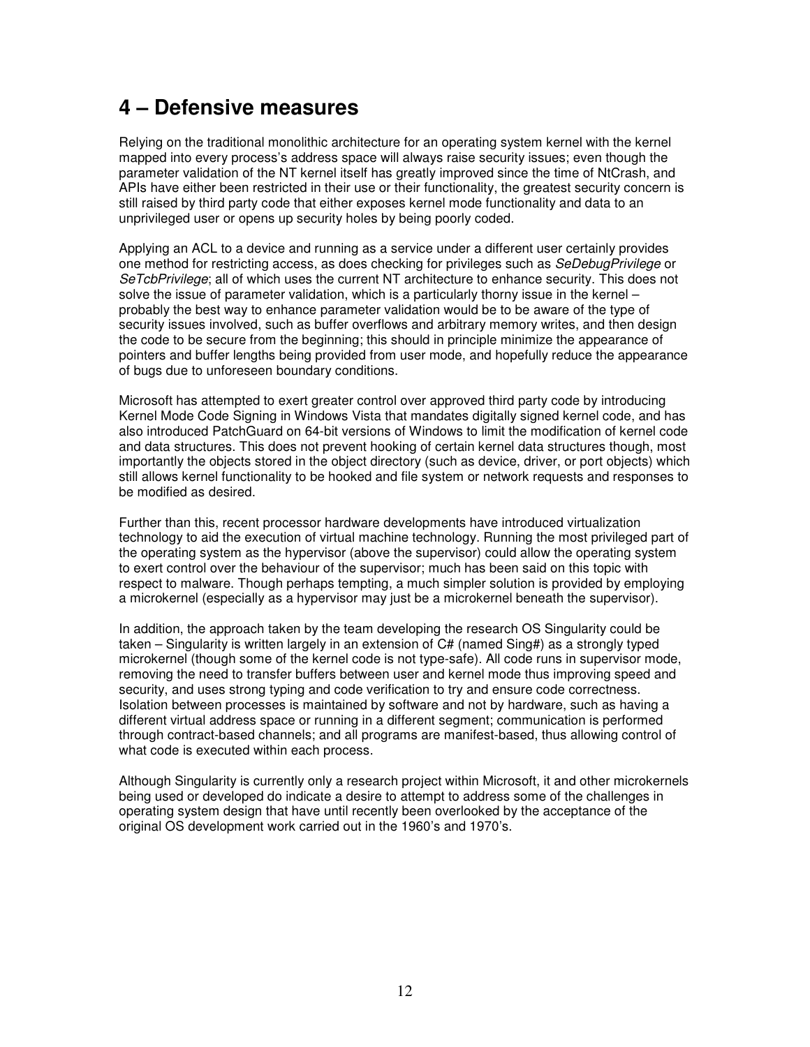# 4 – Defensive measures

Relying on the traditional monolithic architecture for an operating system kernel with the kernel mapped into every process's address space will always raise security issues; even though the parameter validation of the NT kernel itself has greatly improved since the time of NtCrash, and APIs have either been restricted in their use or their functionality, the greatest security concern is still raised by third party code that either exposes kernel mode functionality and data to an unprivileged user or opens up security holes by being poorly coded.

Applying an ACL to a device and running as a service under a different user certainly provides one method for restricting access, as does checking for privileges such as *SeDebugPrivilege* or *SeTcbPrivilege*; all of which uses the current NT architecture to enhance security. This does not solve the issue of parameter validation, which is a particularly thorny issue in the kernel – probably the best way to enhance parameter validation would be to be aware of the type of security issues involved, such as buffer overflows and arbitrary memory writes, and then design the code to be secure from the beginning; this should in principle minimize the appearance of pointers and buffer lengths being provided from user mode, and hopefully reduce the appearance of bugs due to unforeseen boundary conditions.

Microsoft has attempted to exert greater control over approved third party code by introducing Kernel Mode Code Signing in Windows Vista that mandates digitally signed kernel code, and has also introduced PatchGuard on 64-bit versions of Windows to limit the modification of kernel code and data structures. This does not prevent hooking of certain kernel data structures though, most importantly the objects stored in the object directory (such as device, driver, or port objects) which still allows kernel functionality to be hooked and file system or network requests and responses to be modified as desired.

Further than this, recent processor hardware developments have introduced virtualization technology to aid the execution of virtual machine technology. Running the most privileged part of the operating system as the hypervisor (above the supervisor) could allow the operating system to exert control over the behaviour of the supervisor; much has been said on this topic with respect to malware. Though perhaps tempting, a much simpler solution is provided by employing a microkernel (especially as a hypervisor may just be a microkernel beneath the supervisor).

In addition, the approach taken by the team developing the research OS Singularity could be taken – Singularity is written largely in an extension of C# (named Sing#) as a strongly typed microkernel (though some of the kernel code is not type-safe). All code runs in supervisor mode, removing the need to transfer buffers between user and kernel mode thus improving speed and security, and uses strong typing and code verification to try and ensure code correctness. Isolation between processes is maintained by software and not by hardware, such as having a different virtual address space or running in a different segment; communication is performed through contract-based channels; and all programs are manifest-based, thus allowing control of what code is executed within each process.

Although Singularity is currently only a research project within Microsoft, it and other microkernels being used or developed do indicate a desire to attempt to address some of the challenges in operating system design that have until recently been overlooked by the acceptance of the original OS development work carried out in the 1960's and 1970's.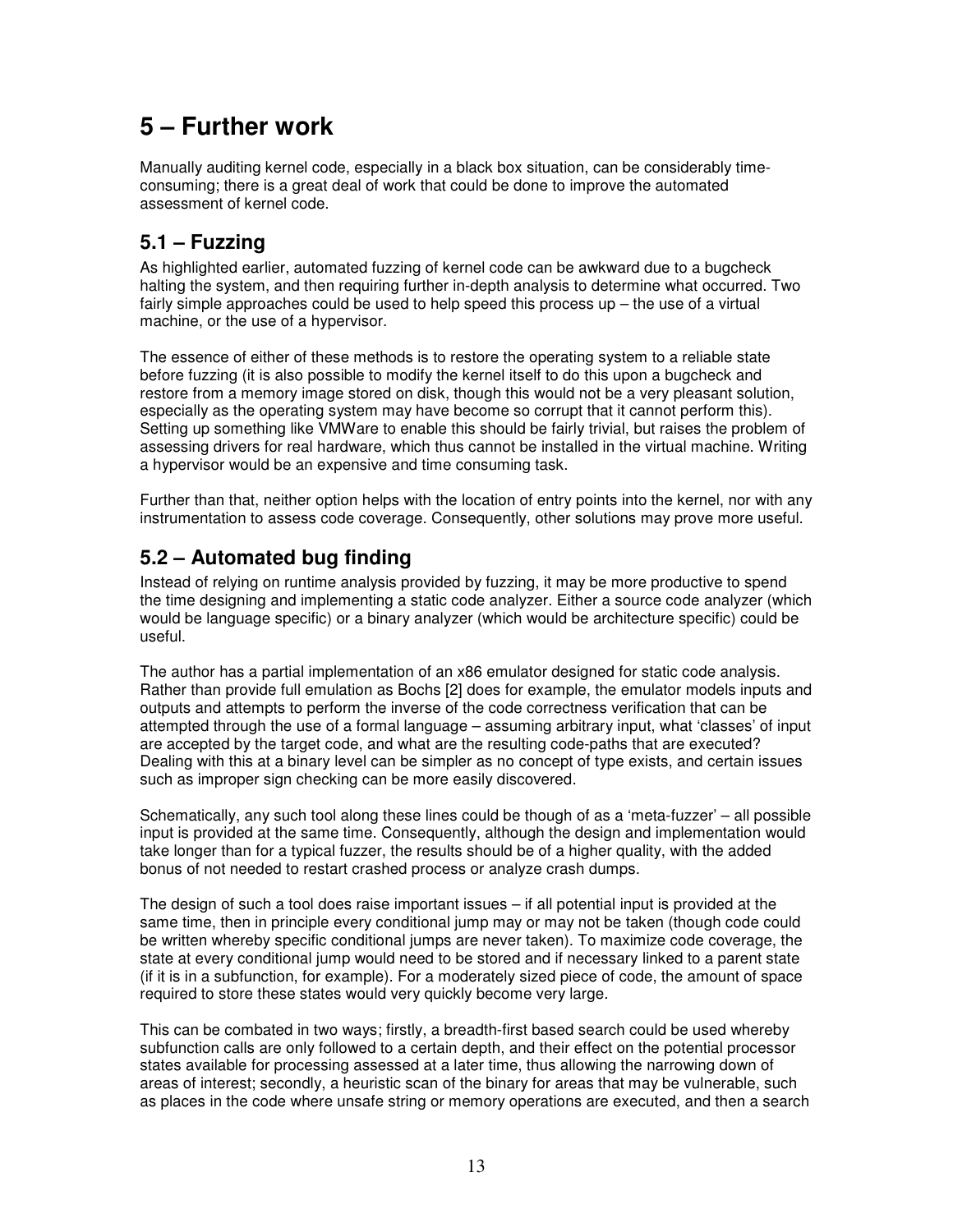# 5 – Further work

Manually auditing kernel code, especially in a black box situation, can be considerably time-consuming; there is a great deal of work that could be done to improve the automated assessment of kernel code.

## 5.1 – Fuzzing

As highlighted earlier, automated fuzzing of kernel code can be awkward due to a bugcheck halting the system, and then requiring further in-depth analysis to determine what occurred. Two fairly simple approaches could be used to help speed this process up – the use of a virtual machine, or the use of a hypervisor.

The essence of either of these methods is to restore the operating system to a reliable state before fuzzing (it is also possible to modify the kernel itself to do this upon a bugcheck and restore from a memory image stored on disk, though this would not be a very pleasant solution, especially as the operating system may have become so corrupt that it cannot perform this). Setting up something like VMWare to enable this should be fairly trivial, but raises the problem of assessing drivers for real hardware, which thus cannot be installed in the virtual machine. Writing a hypervisor would be an expensive and time consuming task.

Further than that, neither option helps with the location of entry points into the kernel, nor with any instrumentation to assess code coverage. Consequently, other solutions may prove more useful.

## 5.2 – Automated bug finding

Instead of relying on runtime analysis provided by fuzzing, it may be more productive to spend the time designing and implementing a static code analyzer. Either a source code analyzer (which would be language specific) or a binary analyzer (which would be architecture specific) could be useful.

The author has a partial implementation of an x86 emulator designed for static code analysis. Rather than provide full emulation as Bochs [2] does for example, the emulator models inputs and outputs and attempts to perform the inverse of the code correctness verification that can be attempted through the use of a formal language – assuming arbitrary input, what 'classes' of input are accepted by the target code, and what are the resulting code-paths that are executed? Dealing with this at a binary level can be simpler as no concept of type exists, and certain issues such as improper sign checking can be more easily discovered.

Schematically, any such tool along these lines could be though of as a 'meta-fuzzer' – all possible input is provided at the same time. Consequently, although the design and implementation would take longer than for a typical fuzzer, the results should be of a higher quality, with the added bonus of not needed to restart crashed process or analyze crash dumps.

The design of such a tool does raise important issues – if all potential input is provided at the same time, then in principle every conditional jump may or may not be taken (though code could be written whereby specific conditional jumps are never taken). To maximize code coverage, the state at every conditional jump would need to be stored and if necessary linked to a parent state (if it is in a subfunction, for example). For a moderately sized piece of code, the amount of space required to store these states would very quickly become very large.

This can be combated in two ways; firstly, a breadth-first based search could be used whereby subfunction calls are only followed to a certain depth, and their effect on the potential processor states available for processing assessed at a later time, thus allowing the narrowing down of areas of interest; secondly, a heuristic scan of the binary for areas that may be vulnerable, such as places in the code where unsafe string or memory operations are executed, and then a search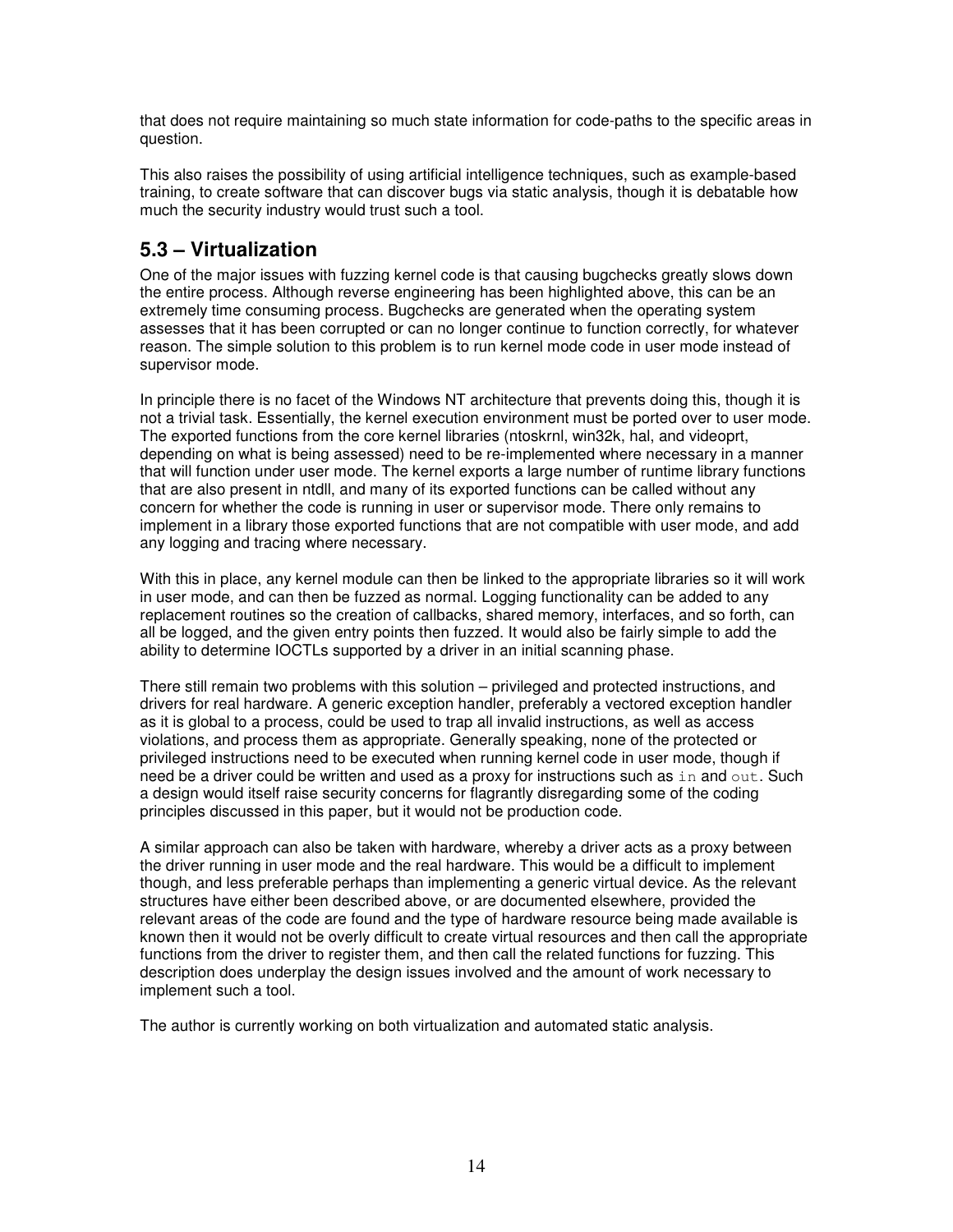that does not require maintaining so much state information for code-paths to the specific areas in question.

This also raises the possibility of using artificial intelligence techniques, such as example-based training, to create software that can discover bugs via static analysis, though it is debatable how much the security industry would trust such a tool.

## 5.3 – Virtualization

One of the major issues with fuzzing kernel code is that causing bugchecks greatly slows down the entire process. Although reverse engineering has been highlighted above, this can be an extremely time consuming process. Bugchecks are generated when the operating system assesses that it has been corrupted or can no longer continue to function correctly, for whatever reason. The simple solution to this problem is to run kernel mode code in user mode instead of supervisor mode.

In principle there is no facet of the Windows NT architecture that prevents doing this, though it is not a trivial task. Essentially, the kernel execution environment must be ported over to user mode. The exported functions from the core kernel libraries (ntoskrnl, win32k, hal, and videoprt, depending on what is being assessed) need to be re-implemented where necessary in a manner that will function under user mode. The kernel exports a large number of runtime library functions that are also present in ntdll, and many of its exported functions can be called without any concern for whether the code is running in user or supervisor mode. There only remains to implement in a library those exported functions that are not compatible with user mode, and add any logging and tracing where necessary.

With this in place, any kernel module can then be linked to the appropriate libraries so it will work in user mode, and can then be fuzzed as normal. Logging functionality can be added to any replacement routines so the creation of callbacks, shared memory, interfaces, and so forth, can all be logged, and the given entry points then fuzzed. It would also be fairly simple to add the ability to determine IOCTLs supported by a driver in an initial scanning phase.

There still remain two problems with this solution – privileged and protected instructions, and drivers for real hardware. A generic exception handler, preferably a vectored exception handler as it is global to a process, could be used to trap all invalid instructions, as well as access violations, and process them as appropriate. Generally speaking, none of the protected or privileged instructions need to be executed when running kernel code in user mode, though if need be a driver could be written and used as a proxy for instructions such as `in` and `out`. Such a design would itself raise security concerns for flagrantly disregarding some of the coding principles discussed in this paper, but it would not be production code.

A similar approach can also be taken with hardware, whereby a driver acts as a proxy between the driver running in user mode and the real hardware. This would be a difficult to implement though, and less preferable perhaps than implementing a generic virtual device. As the relevant structures have either been described above, or are documented elsewhere, provided the relevant areas of the code are found and the type of hardware resource being made available is known then it would not be overly difficult to create virtual resources and then call the appropriate functions from the driver to register them, and then call the related functions for fuzzing. This description does underplay the design issues involved and the amount of work necessary to implement such a tool.

The author is currently working on both virtualization and automated static analysis.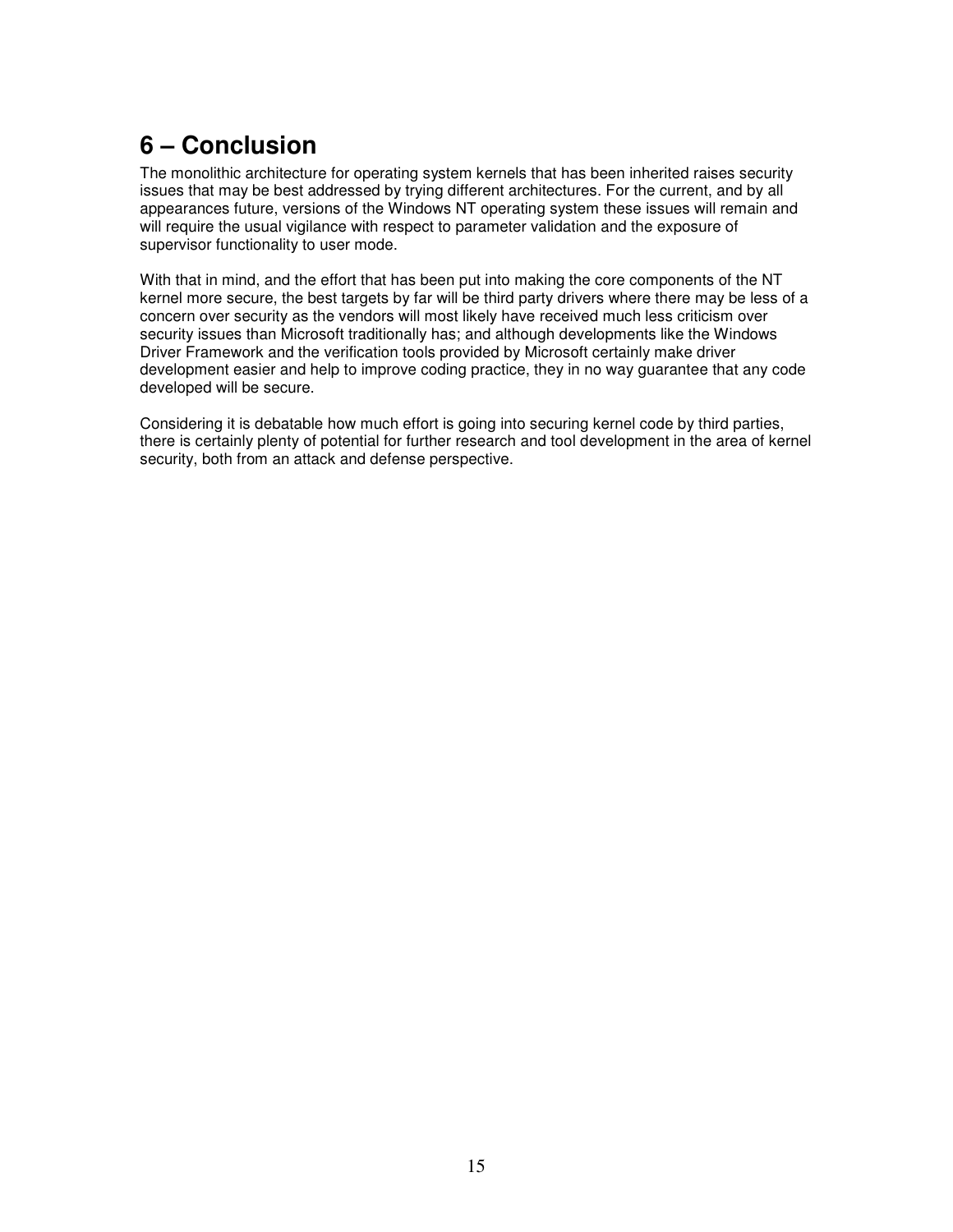# 6 – Conclusion

The monolithic architecture for operating system kernels that has been inherited raises security issues that may be best addressed by trying different architectures. For the current, and by all appearances future, versions of the Windows NT operating system these issues will remain and will require the usual vigilance with respect to parameter validation and the exposure of supervisor functionality to user mode.

With that in mind, and the effort that has been put into making the core components of the NT kernel more secure, the best targets by far will be third party drivers where there may be less of a concern over security as the vendors will most likely have received much less criticism over security issues than Microsoft traditionally has; and although developments like the Windows Driver Framework and the verification tools provided by Microsoft certainly make driver development easier and help to improve coding practice, they in no way guarantee that any code developed will be secure.

Considering it is debatable how much effort is going into securing kernel code by third parties, there is certainly plenty of potential for further research and tool development in the area of kernel security, both from an attack and defense perspective.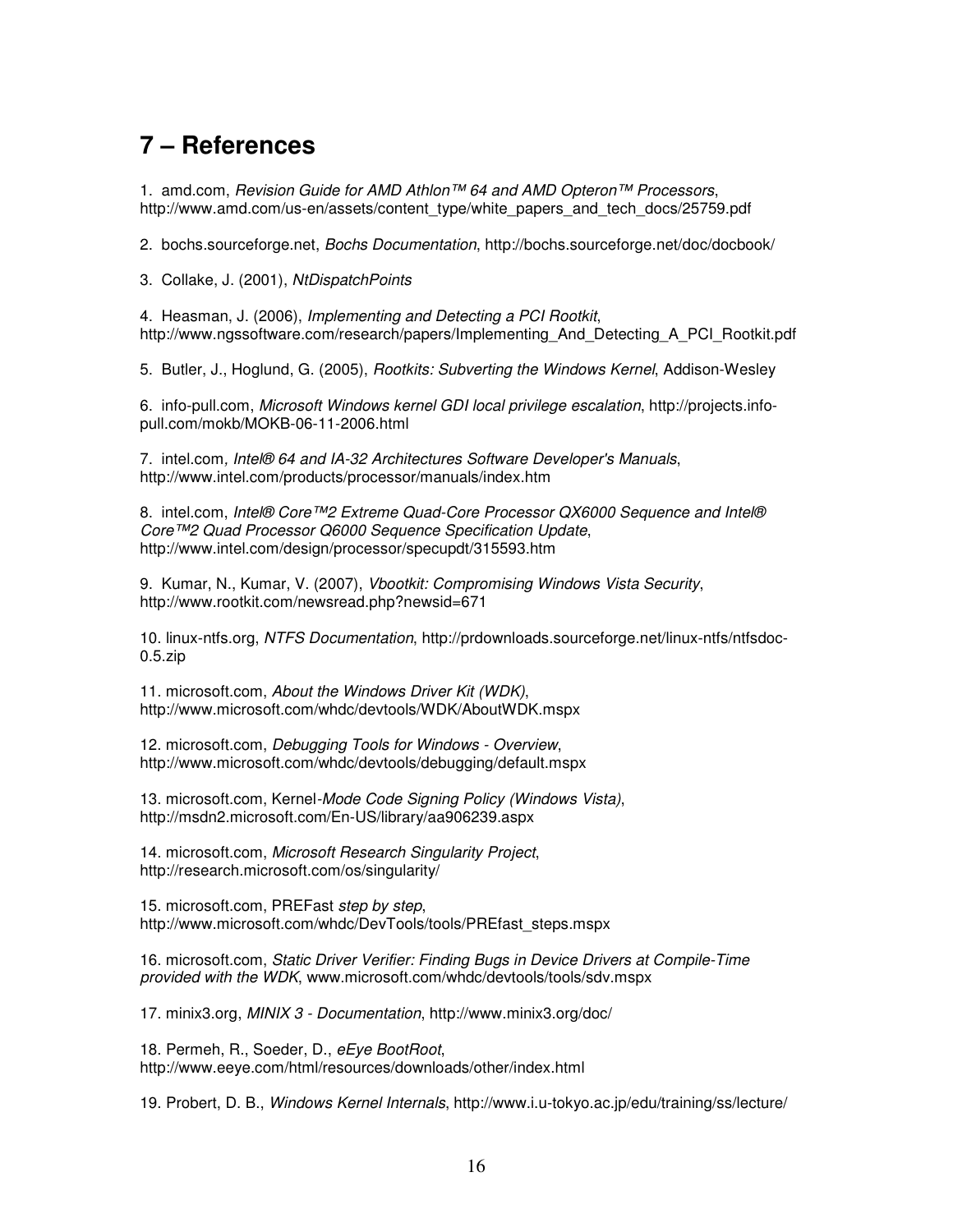## 7 – References

1. amd.com, *Revision Guide for AMD Athlon™ 64 and AMD Opteron™ Processors*, http://www.amd.com/us-en/assets/content_type/white_papers_and_tech_docs/25759.pdf

2. bochs.sourceforge.net, *Bochs Documentation*, http://bochs.sourceforge.net/doc/docbook/

3. Collake, J. (2001), *NtDispatchPoints*

4. Heasman, J. (2006), *Implementing and Detecting a PCI Rootkit*, http://www.ngssoftware.com/research/papers/Implementing_And_Detecting_A_PCI_Rootkit.pdf

5. Butler, J., Hoglund, G. (2005), *Rootkits: Subverting the Windows Kernel*, Addison-Wesley

6. info-pull.com, *Microsoft Windows kernel GDI local privilege escalation*, http://projects.info-pull.com/mokb/MOKB-06-11-2006.html

7. intel.com, *Intel® 64 and IA-32 Architectures Software Developer's Manuals*, http://www.intel.com/products/processor/manuals/index.htm

8. intel.com, *Intel® Core™2 Extreme Quad-Core Processor QX6000 Sequence and Intel® Core™2 Quad Processor Q6000 Sequence Specification Update*, http://www.intel.com/design/processor/specupdt/315593.htm

9. Kumar, N., Kumar, V. (2007), *Vbootkit: Compromising Windows Vista Security*, http://www.rootkit.com/newsread.php?newsid=671

10. linux-ntfs.org, *NTFS Documentation*, http://prdownloads.sourceforge.net/linux-ntfs/ntfsdoc-0.5.zip

11. microsoft.com, *About the Windows Driver Kit (WDK)*, http://www.microsoft.com/whdc/devtools/WDK/AboutWDK.mspx

12. microsoft.com, *Debugging Tools for Windows - Overview*, http://www.microsoft.com/whdc/devtools/debugging/default.mspx

13. microsoft.com, Kernel-*Mode Code Signing Policy (Windows Vista)*, http://msdn2.microsoft.com/En-US/library/aa906239.aspx

14. microsoft.com, *Microsoft Research Singularity Project*, http://research.microsoft.com/os/singularity/

15. microsoft.com, PREFast *step by step*, http://www.microsoft.com/whdc/DevTools/tools/PREfast_steps.mspx

16. microsoft.com, *Static Driver Verifier: Finding Bugs in Device Drivers at Compile-Time provided with the WDK*, www.microsoft.com/whdc/devtools/tools/sdv.mspx

17. minix3.org, *MINIX 3 - Documentation*, http://www.minix3.org/doc/

18. Permeh, R., Soeder, D., *eEye BootRoot*, http://www.eeye.com/html/resources/downloads/other/index.html

19. Probert, D. B., *Windows Kernel Internals*, http://www.i.u-tokyo.ac.jp/edu/training/ss/lecture/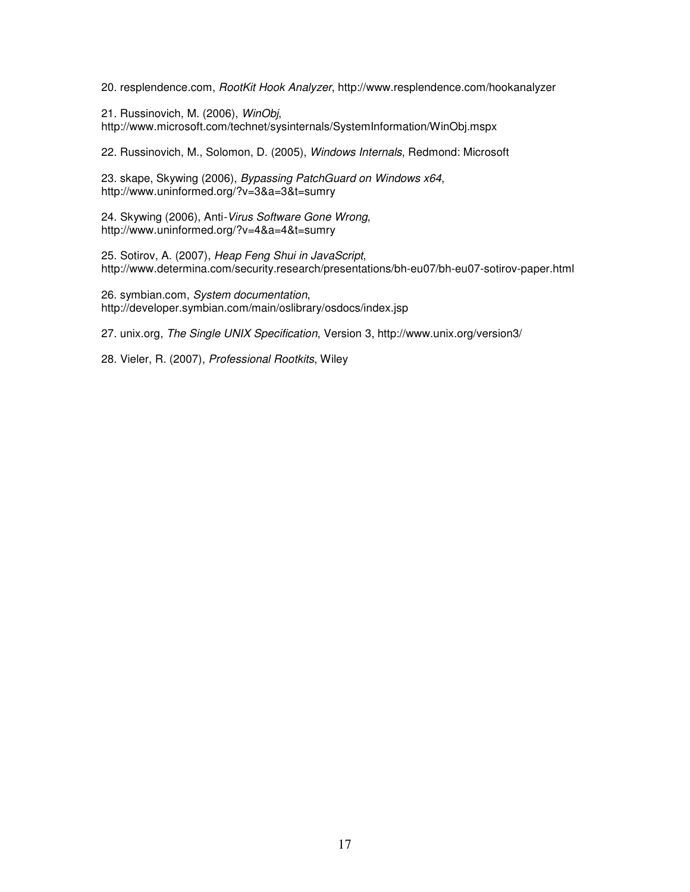20. resplendence.com, *RootKit Hook Analyzer*, http://www.resplendence.com/hookanalyzer

21. Russinovich, M. (2006), *WinObj*, http://www.microsoft.com/technet/sysinternals/SystemInformation/WinObj.mspx

22. Russinovich, M., Solomon, D. (2005), *Windows Internals*, Redmond: Microsoft

23. skape, Skywing (2006), *Bypassing PatchGuard on Windows x64*, http://www.uninformed.org/?v=3&a=3&t=sumry

24. Skywing (2006), Anti-*Virus Software Gone Wrong*, http://www.uninformed.org/?v=4&a=4&t=sumry

25. Sotirov, A. (2007), *Heap Feng Shui in JavaScript*, http://www.determina.com/security.research/presentations/bh-eu07/bh-eu07-sotirov-paper.html

26. symbian.com, *System documentation*, http://developer.symbian.com/main/oslibrary/osdocs/index.jsp

27. unix.org, *The Single UNIX Specification*, Version 3, http://www.unix.org/version3/

28. Vieler, R. (2007), *Professional Rootkits*, Wiley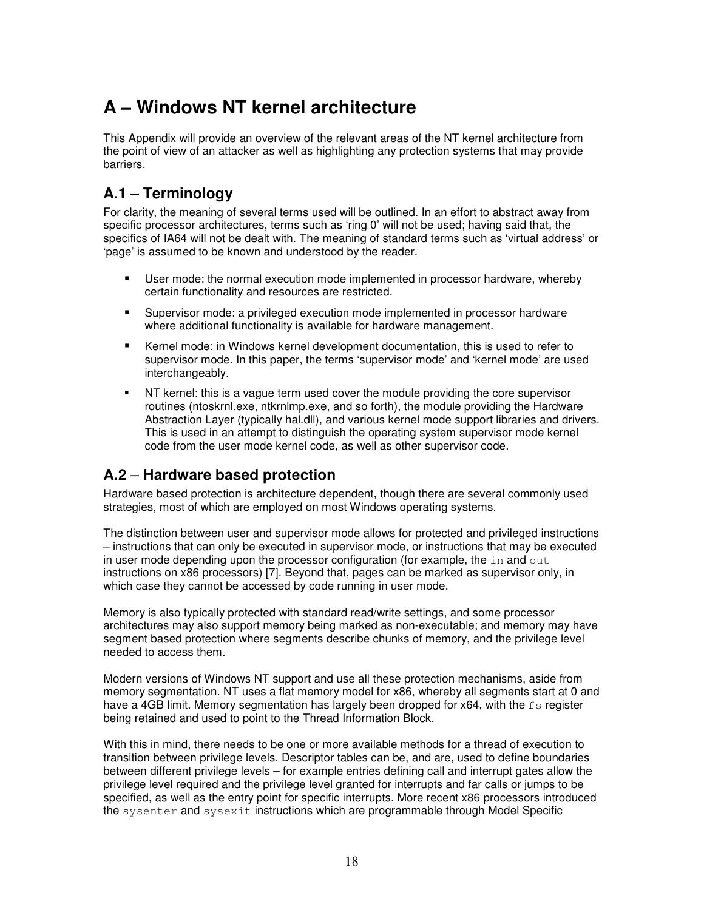# A – Windows NT kernel architecture

This Appendix will provide an overview of the relevant areas of the NT kernel architecture from the point of view of an attacker as well as highlighting any protection systems that may provide barriers.

## A.1 – Terminology

For clarity, the meaning of several terms used will be outlined. In an effort to abstract away from specific processor architectures, terms such as 'ring 0' will not be used; having said that, the specifics of IA64 will not be dealt with. The meaning of standard terms such as 'virtual address' or 'page' is assumed to be known and understood by the reader.

- User mode: the normal execution mode implemented in processor hardware, whereby certain functionality and resources are restricted.
- Supervisor mode: a privileged execution mode implemented in processor hardware where additional functionality is available for hardware management.
- Kernel mode: in Windows kernel development documentation, this is used to refer to supervisor mode. In this paper, the terms 'supervisor mode' and 'kernel mode' are used interchangeably.
- NT kernel: this is a vague term used cover the module providing the core supervisor routines (ntoskrnl.exe, ntkrnlmp.exe, and so forth), the module providing the Hardware Abstraction Layer (typically hal.dll), and various kernel mode support libraries and drivers. This is used in an attempt to distinguish the operating system supervisor mode kernel code from the user mode kernel code, as well as other supervisor code.

## A.2 – Hardware based protection

Hardware based protection is architecture dependent, though there are several commonly used strategies, most of which are employed on most Windows operating systems.

The distinction between user and supervisor mode allows for protected and privileged instructions – instructions that can only be executed in supervisor mode, or instructions that may be executed in user mode depending upon the processor configuration (for example, the `in` and `out` instructions on x86 processors) [7]. Beyond that, pages can be marked as supervisor only, in which case they cannot be accessed by code running in user mode.

Memory is also typically protected with standard read/write settings, and some processor architectures may also support memory being marked as non-executable; and memory may have segment based protection where segments describe chunks of memory, and the privilege level needed to access them.

Modern versions of Windows NT support and use all these protection mechanisms, aside from memory segmentation. NT uses a flat memory model for x86, whereby all segments start at 0 and have a 4GB limit. Memory segmentation has largely been dropped for x64, with the `fs` register being retained and used to point to the Thread Information Block.

With this in mind, there needs to be one or more available methods for a thread of execution to transition between privilege levels. Descriptor tables can be, and are, used to define boundaries between different privilege levels – for example entries defining call and interrupt gates allow the privilege level required and the privilege level granted for interrupts and far calls or jumps to be specified, as well as the entry point for specific interrupts. More recent x86 processors introduced the `sysenter` and `sysexit` instructions which are programmable through Model Specific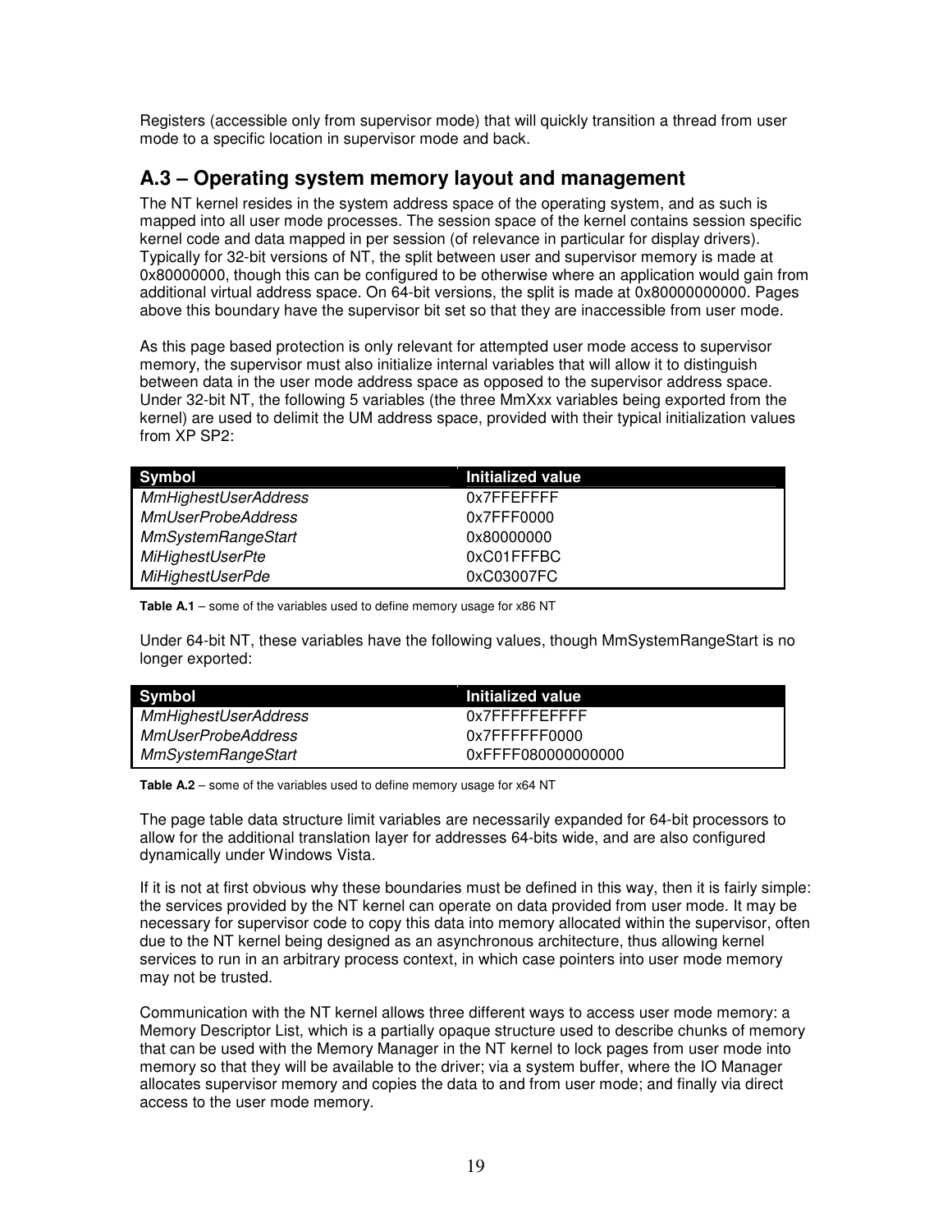Registers (accessible only from supervisor mode) that will quickly transition a thread from user mode to a specific location in supervisor mode and back.

## A.3 – Operating system memory layout and management

The NT kernel resides in the system address space of the operating system, and as such is mapped into all user mode processes. The session space of the kernel contains session specific kernel code and data mapped in per session (of relevance in particular for display drivers). Typically for 32-bit versions of NT, the split between user and supervisor memory is made at 0x80000000, though this can be configured to be otherwise where an application would gain from additional virtual address space. On 64-bit versions, the split is made at 0x80000000000. Pages above this boundary have the supervisor bit set so that they are inaccessible from user mode.

As this page based protection is only relevant for attempted user mode access to supervisor memory, the supervisor must also initialize internal variables that will allow it to distinguish between data in the user mode address space as opposed to the supervisor address space. Under 32-bit NT, the following 5 variables (the three MmXxx variables being exported from the kernel) are used to delimit the UM address space, provided with their typical initialization values from XP SP2:

| Symbol | Initialized value |
|---|---|
| *MmHighestUserAddress* | 0x7FFEFFFF |
| *MmUserProbeAddress* | 0x7FFF0000 |
| *MmSystemRangeStart* | 0x80000000 |
| *MiHighestUserPte* | 0xC01FFFBC |
| *MiHighestUserPde* | 0xC03007FC |

**Table A.1** – some of the variables used to define memory usage for x86 NT

Under 64-bit NT, these variables have the following values, though MmSystemRangeStart is no longer exported:

| Symbol | Initialized value |
|---|---|
| *MmHighestUserAddress* | 0x7FFFFFEFFFF |
| *MmUserProbeAddress* | 0x7FFFFFF0000 |
| *MmSystemRangeStart* | 0xFFFF080000000000 |

**Table A.2** – some of the variables used to define memory usage for x64 NT

The page table data structure limit variables are necessarily expanded for 64-bit processors to allow for the additional translation layer for addresses 64-bits wide, and are also configured dynamically under Windows Vista.

If it is not at first obvious why these boundaries must be defined in this way, then it is fairly simple: the services provided by the NT kernel can operate on data provided from user mode. It may be necessary for supervisor code to copy this data into memory allocated within the supervisor, often due to the NT kernel being designed as an asynchronous architecture, thus allowing kernel services to run in an arbitrary process context, in which case pointers into user mode memory may not be trusted.

Communication with the NT kernel allows three different ways to access user mode memory: a Memory Descriptor List, which is a partially opaque structure used to describe chunks of memory that can be used with the Memory Manager in the NT kernel to lock pages from user mode into memory so that they will be available to the driver; via a system buffer, where the IO Manager allocates supervisor memory and copies the data to and from user mode; and finally via direct access to the user mode memory.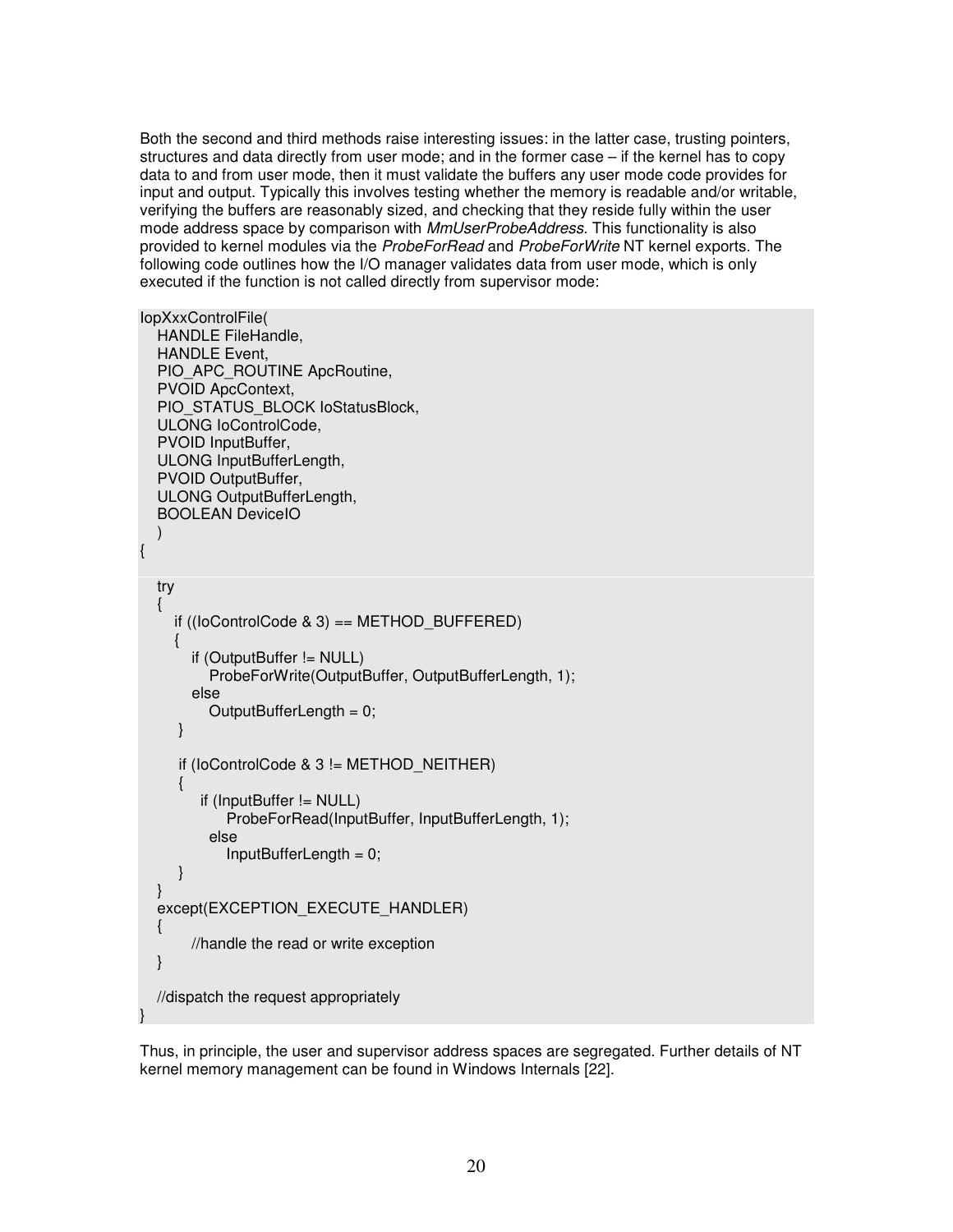Both the second and third methods raise interesting issues: in the latter case, trusting pointers, structures and data directly from user mode; and in the former case – if the kernel has to copy data to and from user mode, then it must validate the buffers any user mode code provides for input and output. Typically this involves testing whether the memory is readable and/or writable, verifying the buffers are reasonably sized, and checking that they reside fully within the user mode address space by comparison with *MmUserProbeAddress*. This functionality is also provided to kernel modules via the *ProbeForRead* and *ProbeForWrite* NT kernel exports. The following code outlines how the I/O manager validates data from user mode, which is only executed if the function is not called directly from supervisor mode:

```
IopXxxControlFile(
    HANDLE FileHandle,
    HANDLE Event,
    PIO_APC_ROUTINE ApcRoutine,
    PVOID ApcContext,
    PIO_STATUS_BLOCK IoStatusBlock,
    ULONG IoControlCode,
    PVOID InputBuffer,
    ULONG InputBufferLength,
    PVOID OutputBuffer,
    ULONG OutputBufferLength,
    BOOLEAN DeviceIO
    )
{

    try
    {
        if ((IoControlCode & 3) == METHOD_BUFFERED)
        {
            if (OutputBuffer != NULL)
                ProbeForWrite(OutputBuffer, OutputBufferLength, 1);
            else
                OutputBufferLength = 0;
        }

        if (IoControlCode & 3 != METHOD_NEITHER)
        {
            if (InputBuffer != NULL)
                ProbeForRead(InputBuffer, InputBufferLength, 1);
            else
                InputBufferLength = 0;
        }
    }
    except(EXCEPTION_EXECUTE_HANDLER)
    {
        //handle the read or write exception
    }

    //dispatch the request appropriately
}
```

Thus, in principle, the user and supervisor address spaces are segregated. Further details of NT kernel memory management can be found in Windows Internals [22].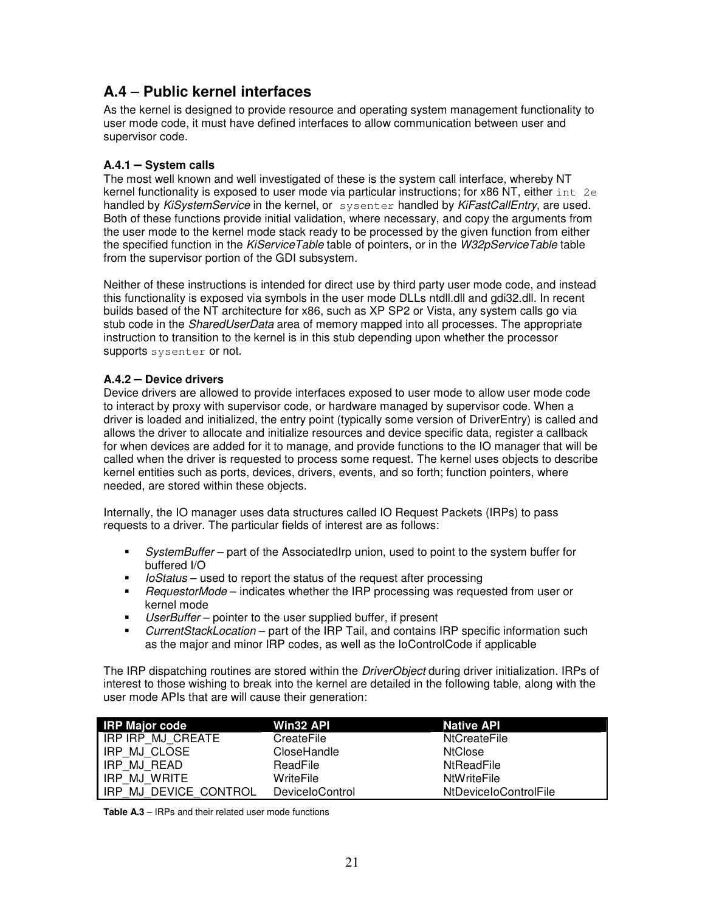## A.4 – Public kernel interfaces

As the kernel is designed to provide resource and operating system management functionality to user mode code, it must have defined interfaces to allow communication between user and supervisor code.

### A.4.1 – System calls

The most well known and well investigated of these is the system call interface, whereby NT kernel functionality is exposed to user mode via particular instructions; for x86 NT, either `int 2e` handled by *KiSystemService* in the kernel, or `sysenter` handled by *KiFastCallEntry*, are used. Both of these functions provide initial validation, where necessary, and copy the arguments from the user mode to the kernel mode stack ready to be processed by the given function from either the specified function in the *KiServiceTable* table of pointers, or in the *W32pServiceTable* table from the supervisor portion of the GDI subsystem.

Neither of these instructions is intended for direct use by third party user mode code, and instead this functionality is exposed via symbols in the user mode DLLs ntdll.dll and gdi32.dll. In recent builds based of the NT architecture for x86, such as XP SP2 or Vista, any system calls go via stub code in the *SharedUserData* area of memory mapped into all processes. The appropriate instruction to transition to the kernel is in this stub depending upon whether the processor supports `sysenter` or not.

### A.4.2 – Device drivers

Device drivers are allowed to provide interfaces exposed to user mode to allow user mode code to interact by proxy with supervisor code, or hardware managed by supervisor code. When a driver is loaded and initialized, the entry point (typically some version of DriverEntry) is called and allows the driver to allocate and initialize resources and device specific data, register a callback for when devices are added for it to manage, and provide functions to the IO manager that will be called when the driver is requested to process some request. The kernel uses objects to describe kernel entities such as ports, devices, drivers, events, and so forth; function pointers, where needed, are stored within these objects.

Internally, the IO manager uses data structures called IO Request Packets (IRPs) to pass requests to a driver. The particular fields of interest are as follows:

- *SystemBuffer* – part of the AssociatedIrp union, used to point to the system buffer for buffered I/O
- *IoStatus* – used to report the status of the request after processing
- *RequestorMode* – indicates whether the IRP processing was requested from user or kernel mode
- *UserBuffer* – pointer to the user supplied buffer, if present
- *CurrentStackLocation* – part of the IRP Tail, and contains IRP specific information such as the major and minor IRP codes, as well as the IoControlCode if applicable

The IRP dispatching routines are stored within the *DriverObject* during driver initialization. IRPs of interest to those wishing to break into the kernel are detailed in the following table, along with the user mode APIs that are will cause their generation:

| IRP Major code | Win32 API | Native API |
| --- | --- | --- |
| IRP IRP_MJ_CREATE | CreateFile | NtCreateFile |
| IRP_MJ_CLOSE | CloseHandle | NtClose |
| IRP_MJ_READ | ReadFile | NtReadFile |
| IRP_MJ_WRITE | WriteFile | NtWriteFile |
| IRP_MJ_DEVICE_CONTROL | DeviceIoControl | NtDeviceIoControlFile |

**Table A.3** – IRPs and their related user mode functions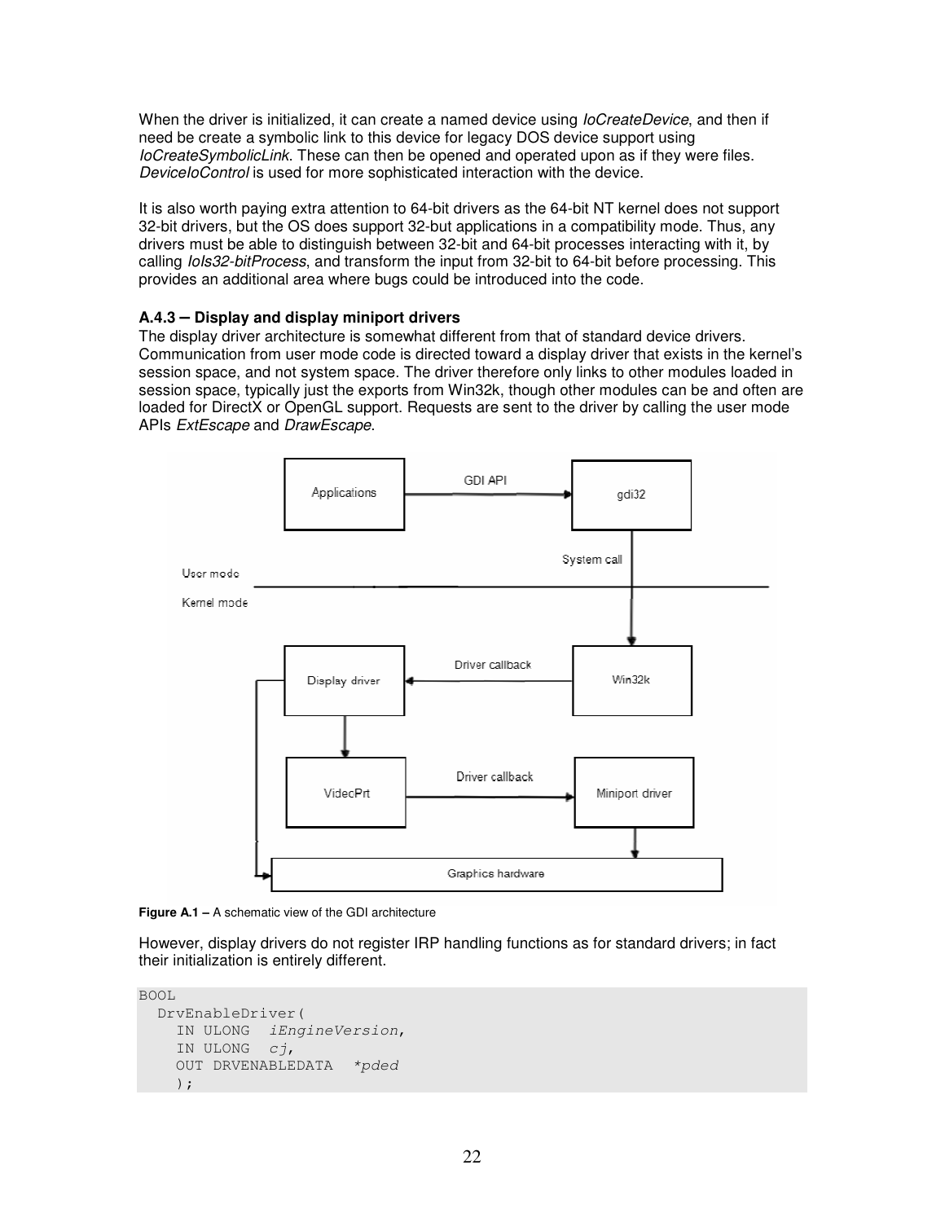When the driver is initialized, it can create a named device using *IoCreateDevice*, and then if need be create a symbolic link to this device for legacy DOS device support using *IoCreateSymbolicLink*. These can then be opened and operated upon as if they were files. *DeviceIoControl* is used for more sophisticated interaction with the device.

It is also worth paying extra attention to 64-bit drivers as the 64-bit NT kernel does not support 32-bit drivers, but the OS does support 32-but applications in a compatibility mode. Thus, any drivers must be able to distinguish between 32-bit and 64-bit processes interacting with it, by calling *IoIs32-bitProcess*, and transform the input from 32-bit to 64-bit before processing. This provides an additional area where bugs could be introduced into the code.

### A.4.3 – Display and display miniport drivers

The display driver architecture is somewhat different from that of standard device drivers. Communication from user mode code is directed toward a display driver that exists in the kernel's session space, and not system space. The driver therefore only links to other modules loaded in session space, typically just the exports from Win32k, though other modules can be and often are loaded for DirectX or OpenGL support. Requests are sent to the driver by calling the user mode APIs *ExtEscape* and *DrawEscape*.

**Figure A.1 –** A schematic view of the GDI architecture

However, display drivers do not register IRP handling functions as for standard drivers; in fact their initialization is entirely different.

```
BOOL
  DrvEnableDriver(
    IN ULONG  iEngineVersion,
    IN ULONG  cj,
    OUT DRVENABLEDATA  *pded
    );
```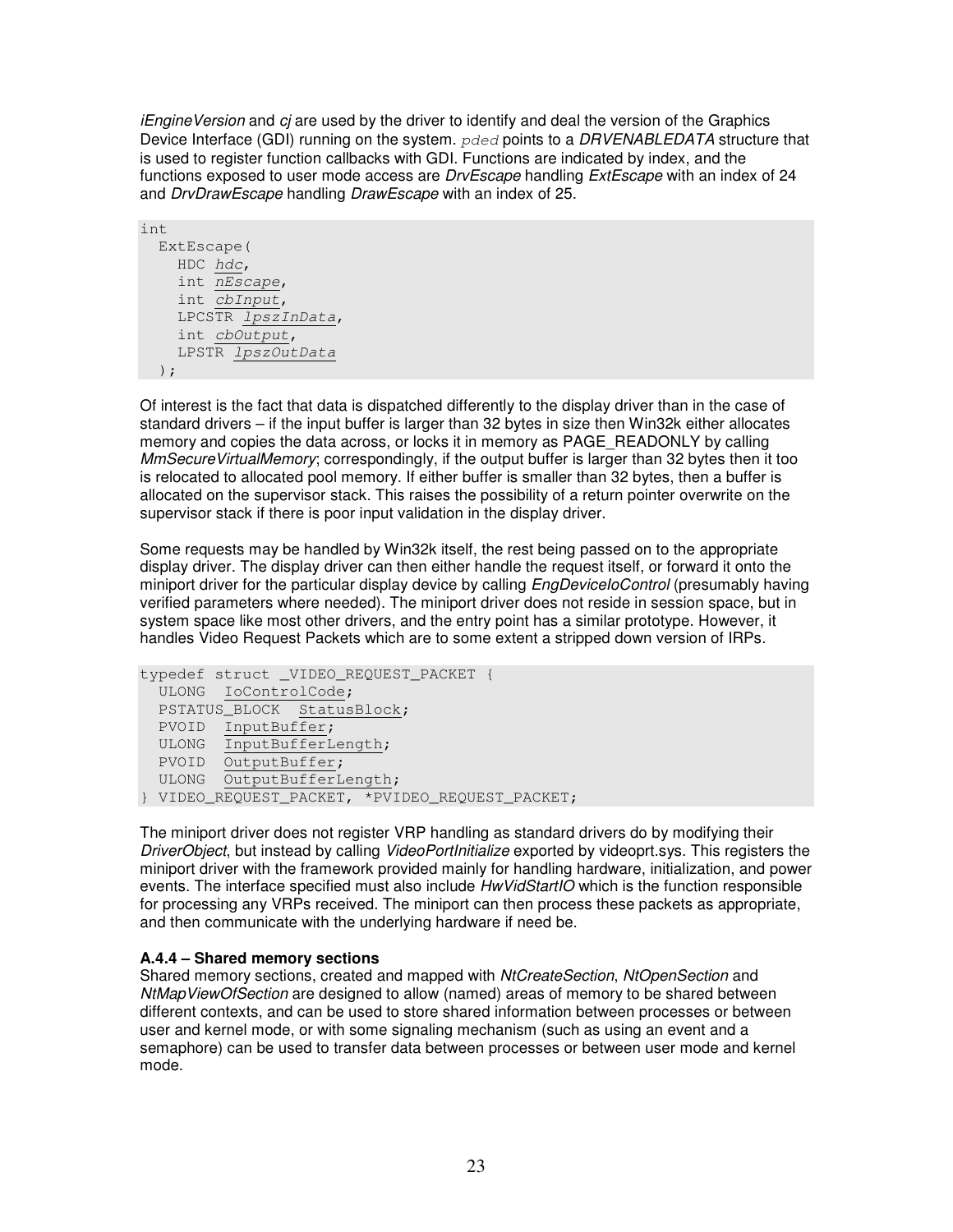*iEngineVersion* and *cj* are used by the driver to identify and deal the version of the Graphics Device Interface (GDI) running on the system. `pded` points to a *DRVENABLEDATA* structure that is used to register function callbacks with GDI. Functions are indicated by index, and the functions exposed to user mode access are *DrvEscape* handling *ExtEscape* with an index of 24 and *DrvDrawEscape* handling *DrawEscape* with an index of 25.

```
int
  ExtEscape(
    HDC hdc,
    int nEscape,
    int cbInput,
    LPCSTR lpszInData,
    int cbOutput,
    LPSTR lpszOutData
  );
```

Of interest is the fact that data is dispatched differently to the display driver than in the case of standard drivers – if the input buffer is larger than 32 bytes in size then Win32k either allocates memory and copies the data across, or locks it in memory as PAGE_READONLY by calling *MmSecureVirtualMemory*; correspondingly, if the output buffer is larger than 32 bytes then it too is relocated to allocated pool memory. If either buffer is smaller than 32 bytes, then a buffer is allocated on the supervisor stack. This raises the possibility of a return pointer overwrite on the supervisor stack if there is poor input validation in the display driver.

Some requests may be handled by Win32k itself, the rest being passed on to the appropriate display driver. The display driver can then either handle the request itself, or forward it onto the miniport driver for the particular display device by calling *EngDeviceIoControl* (presumably having verified parameters where needed). The miniport driver does not reside in session space, but in system space like most other drivers, and the entry point has a similar prototype. However, it handles Video Request Packets which are to some extent a stripped down version of IRPs.

```
typedef struct _VIDEO_REQUEST_PACKET {
  ULONG  IoControlCode;
  PSTATUS_BLOCK  StatusBlock;
  PVOID  InputBuffer;
  ULONG  InputBufferLength;
  PVOID  OutputBuffer;
  ULONG  OutputBufferLength;
} VIDEO_REQUEST_PACKET, *PVIDEO_REQUEST_PACKET;
```

The miniport driver does not register VRP handling as standard drivers do by modifying their *DriverObject*, but instead by calling *VideoPortInitialize* exported by videoprt.sys. This registers the miniport driver with the framework provided mainly for handling hardware, initialization, and power events. The interface specified must also include *HwVidStartIO* which is the function responsible for processing any VRPs received. The miniport can then process these packets as appropriate, and then communicate with the underlying hardware if need be.

#### A.4.4 – Shared memory sections

Shared memory sections, created and mapped with *NtCreateSection*, *NtOpenSection* and *NtMapViewOfSection* are designed to allow (named) areas of memory to be shared between different contexts, and can be used to store shared information between processes or between user and kernel mode, or with some signaling mechanism (such as using an event and a semaphore) can be used to transfer data between processes or between user mode and kernel mode.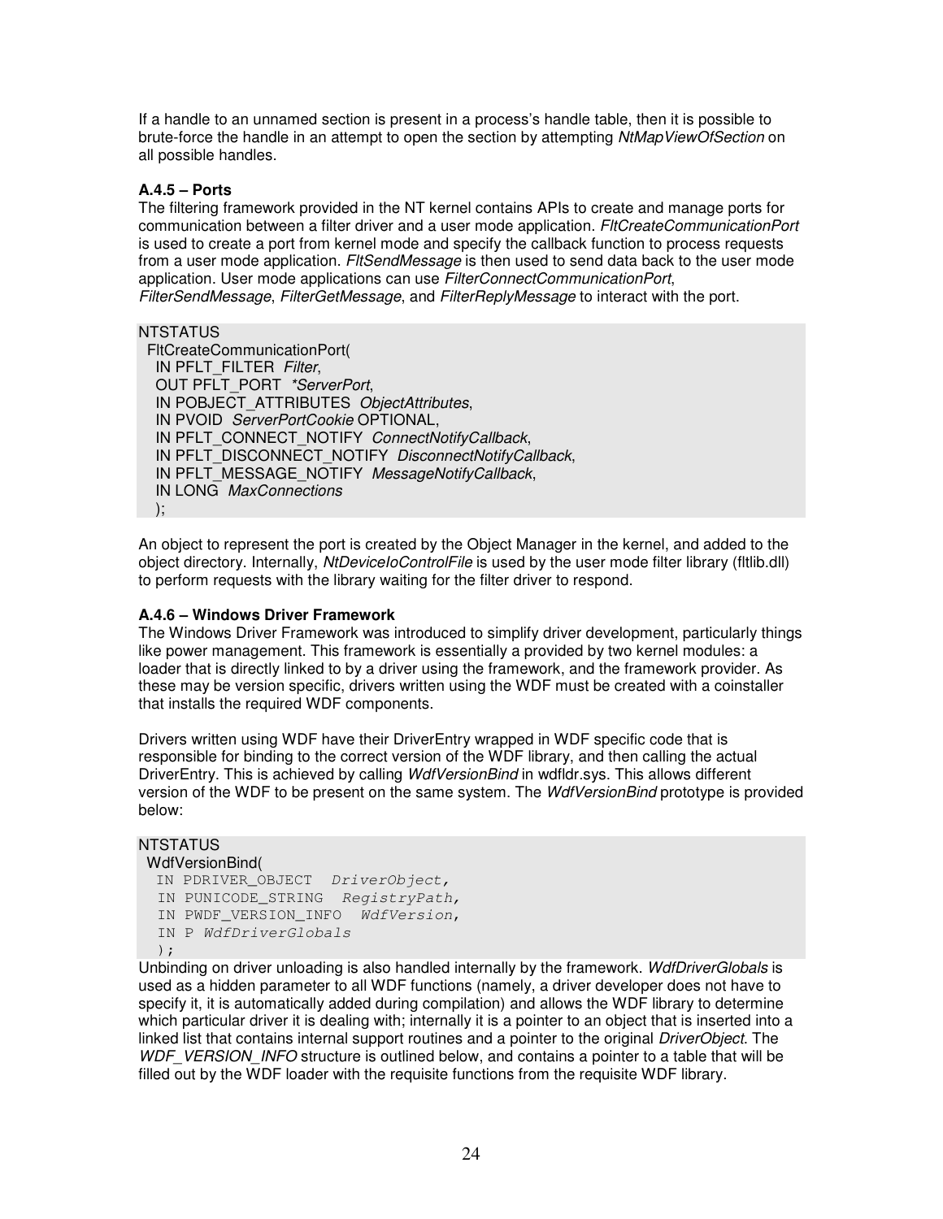If a handle to an unnamed section is present in a process's handle table, then it is possible to brute-force the handle in an attempt to open the section by attempting *NtMapViewOfSection* on all possible handles.

**A.4.5 – Ports**

The filtering framework provided in the NT kernel contains APIs to create and manage ports for communication between a filter driver and a user mode application. *FltCreateCommunicationPort* is used to create a port from kernel mode and specify the callback function to process requests from a user mode application. *FltSendMessage* is then used to send data back to the user mode application. User mode applications can use *FilterConnectCommunicationPort*, *FilterSendMessage*, *FilterGetMessage*, and *FilterReplyMessage* to interact with the port.

```
NTSTATUS
  FltCreateCommunicationPort(
    IN PFLT_FILTER  Filter,
    OUT PFLT_PORT  *ServerPort,
    IN POBJECT_ATTRIBUTES  ObjectAttributes,
    IN PVOID  ServerPortCookie OPTIONAL,
    IN PFLT_CONNECT_NOTIFY  ConnectNotifyCallback,
    IN PFLT_DISCONNECT_NOTIFY  DisconnectNotifyCallback,
    IN PFLT_MESSAGE_NOTIFY  MessageNotifyCallback,
    IN LONG  MaxConnections
    );
```

An object to represent the port is created by the Object Manager in the kernel, and added to the object directory. Internally, *NtDeviceIoControlFile* is used by the user mode filter library (fltlib.dll) to perform requests with the library waiting for the filter driver to respond.

**A.4.6 – Windows Driver Framework**

The Windows Driver Framework was introduced to simplify driver development, particularly things like power management. This framework is essentially a provided by two kernel modules: a loader that is directly linked to by a driver using the framework, and the framework provider. As these may be version specific, drivers written using the WDF must be created with a coinstaller that installs the required WDF components.

Drivers written using WDF have their DriverEntry wrapped in WDF specific code that is responsible for binding to the correct version of the WDF library, and then calling the actual DriverEntry. This is achieved by calling *WdfVersionBind* in wdfldr.sys. This allows different version of the WDF to be present on the same system. The *WdfVersionBind* prototype is provided below:

```
NTSTATUS
  WdfVersionBind(
   IN PDRIVER_OBJECT  DriverObject,
   IN PUNICODE_STRING  RegistryPath,
   IN PWDF_VERSION_INFO  WdfVersion,
   IN P WdfDriverGlobals
   );
```

Unbinding on driver unloading is also handled internally by the framework. *WdfDriverGlobals* is used as a hidden parameter to all WDF functions (namely, a driver developer does not have to specify it, it is automatically added during compilation) and allows the WDF library to determine which particular driver it is dealing with; internally it is a pointer to an object that is inserted into a linked list that contains internal support routines and a pointer to the original *DriverObject*. The *WDF_VERSION_INFO* structure is outlined below, and contains a pointer to a table that will be filled out by the WDF loader with the requisite functions from the requisite WDF library.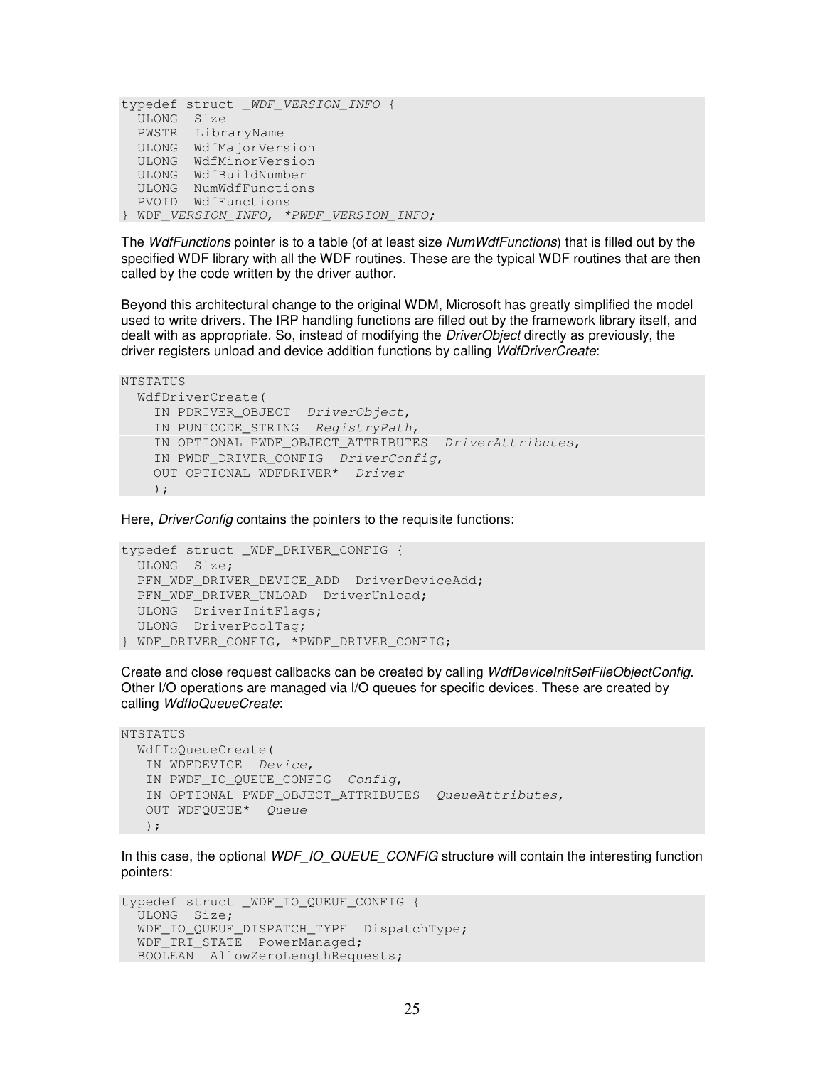```
typedef struct _WDF_VERSION_INFO {
  ULONG  Size
  PWSTR  LibraryName
  ULONG  WdfMajorVersion
  ULONG  WdfMinorVersion
  ULONG  WdfBuildNumber
  ULONG  NumWdfFunctions
  PVOID  WdfFunctions
} WDF_VERSION_INFO, *PWDF_VERSION_INFO;
```

The *WdfFunctions* pointer is to a table (of at least size *NumWdfFunctions*) that is filled out by the specified WDF library with all the WDF routines. These are the typical WDF routines that are then called by the code written by the driver author.

Beyond this architectural change to the original WDM, Microsoft has greatly simplified the model used to write drivers. The IRP handling functions are filled out by the framework library itself, and dealt with as appropriate. So, instead of modifying the *DriverObject* directly as previously, the driver registers unload and device addition functions by calling *WdfDriverCreate*:

```
NTSTATUS
  WdfDriverCreate(
    IN PDRIVER_OBJECT  DriverObject,
    IN PUNICODE_STRING  RegistryPath,
    IN OPTIONAL PWDF_OBJECT_ATTRIBUTES  DriverAttributes,
    IN PWDF_DRIVER_CONFIG  DriverConfig,
    OUT OPTIONAL WDFDRIVER*  Driver
    );
```

Here, *DriverConfig* contains the pointers to the requisite functions:

```
typedef struct _WDF_DRIVER_CONFIG {
  ULONG  Size;
  PFN_WDF_DRIVER_DEVICE_ADD  DriverDeviceAdd;
  PFN_WDF_DRIVER_UNLOAD  DriverUnload;
  ULONG  DriverInitFlags;
  ULONG  DriverPoolTag;
} WDF_DRIVER_CONFIG, *PWDF_DRIVER_CONFIG;
```

Create and close request callbacks can be created by calling *WdfDeviceInitSetFileObjectConfig*. Other I/O operations are managed via I/O queues for specific devices. These are created by calling *WdfIoQueueCreate*:

```
NTSTATUS
  WdfIoQueueCreate(
   IN WDFDEVICE  Device,
   IN PWDF_IO_QUEUE_CONFIG  Config,
   IN OPTIONAL PWDF_OBJECT_ATTRIBUTES  QueueAttributes,
   OUT WDFQUEUE*  Queue
   );
```

In this case, the optional *WDF_IO_QUEUE_CONFIG* structure will contain the interesting function pointers:

```
typedef struct _WDF_IO_QUEUE_CONFIG {
  ULONG  Size;
  WDF_IO_QUEUE_DISPATCH_TYPE  DispatchType;
  WDF_TRI_STATE  PowerManaged;
  BOOLEAN  AllowZeroLengthRequests;
```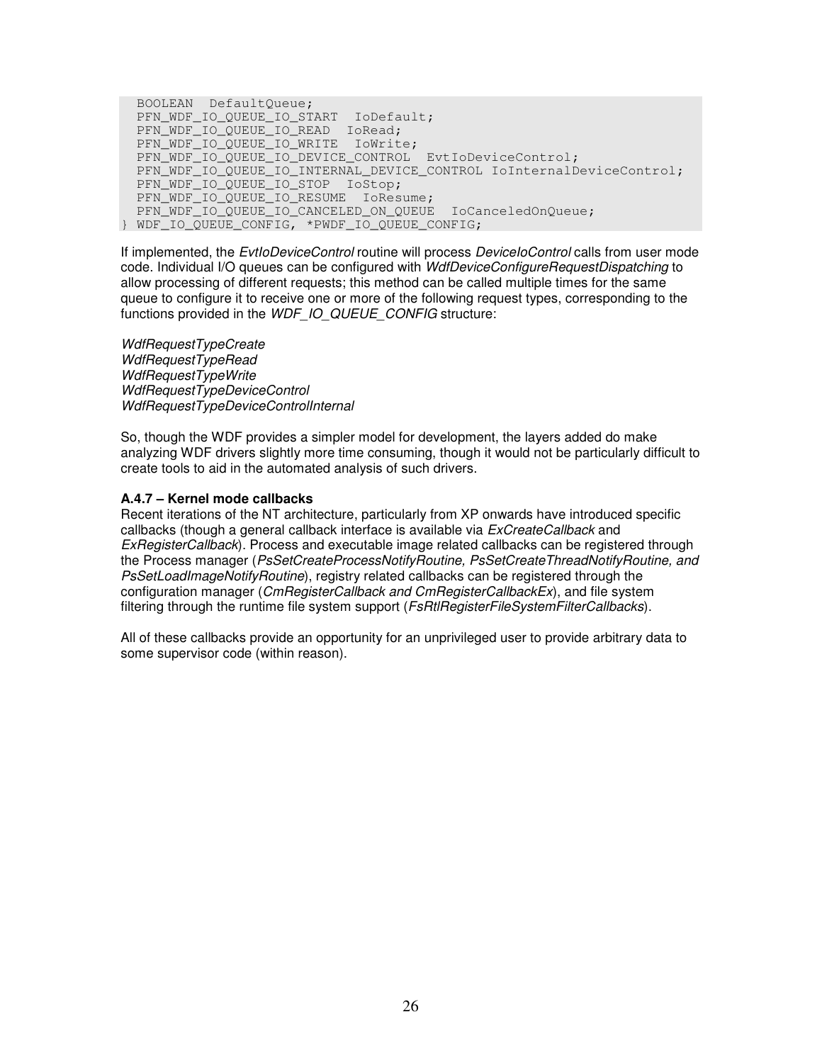```
  BOOLEAN  DefaultQueue;
  PFN_WDF_IO_QUEUE_IO_START  IoDefault;
  PFN_WDF_IO_QUEUE_IO_READ  IoRead;
  PFN_WDF_IO_QUEUE_IO_WRITE  IoWrite;
  PFN_WDF_IO_QUEUE_IO_DEVICE_CONTROL  EvtIoDeviceControl;
  PFN_WDF_IO_QUEUE_IO_INTERNAL_DEVICE_CONTROL IoInternalDeviceControl;
  PFN_WDF_IO_QUEUE_IO_STOP  IoStop;
  PFN_WDF_IO_QUEUE_IO_RESUME  IoResume;
  PFN_WDF_IO_QUEUE_IO_CANCELED_ON_QUEUE  IoCanceledOnQueue;
} WDF_IO_QUEUE_CONFIG, *PWDF_IO_QUEUE_CONFIG;
```

If implemented, the *EvtIoDeviceControl* routine will process *DeviceIoControl* calls from user mode code. Individual I/O queues can be configured with *WdfDeviceConfigureRequestDispatching* to allow processing of different requests; this method can be called multiple times for the same queue to configure it to receive one or more of the following request types, corresponding to the functions provided in the *WDF_IO_QUEUE_CONFIG* structure:

*WdfRequestTypeCreate*
*WdfRequestTypeRead*
*WdfRequestTypeWrite*
*WdfRequestTypeDeviceControl*
*WdfRequestTypeDeviceControlInternal*

So, though the WDF provides a simpler model for development, the layers added do make analyzing WDF drivers slightly more time consuming, though it would not be particularly difficult to create tools to aid in the automated analysis of such drivers.

**A.4.7 – Kernel mode callbacks**

Recent iterations of the NT architecture, particularly from XP onwards have introduced specific callbacks (though a general callback interface is available via *ExCreateCallback* and *ExRegisterCallback*). Process and executable image related callbacks can be registered through the Process manager (*PsSetCreateProcessNotifyRoutine, PsSetCreateThreadNotifyRoutine, and PsSetLoadImageNotifyRoutine*), registry related callbacks can be registered through the configuration manager (*CmRegisterCallback and CmRegisterCallbackEx*), and file system filtering through the runtime file system support (*FsRtlRegisterFileSystemFilterCallbacks*).

All of these callbacks provide an opportunity for an unprivileged user to provide arbitrary data to some supervisor code (within reason).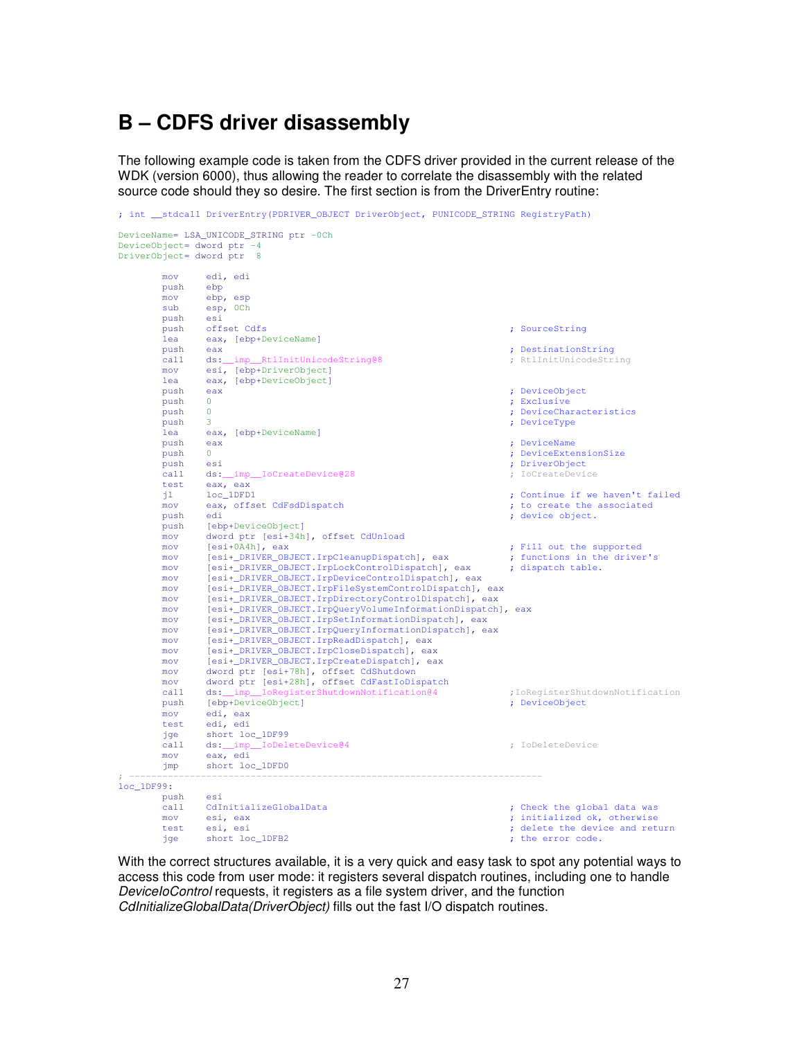# B – CDFS driver disassembly

The following example code is taken from the CDFS driver provided in the current release of the WDK (version 6000), thus allowing the reader to correlate the disassembly with the related source code should they so desire. The first section is from the DriverEntry routine:

```
; int __stdcall DriverEntry(PDRIVER_OBJECT DriverObject, PUNICODE_STRING RegistryPath)

DeviceName= LSA_UNICODE_STRING ptr -0Ch
DeviceObject= dword ptr -4
DriverObject= dword ptr  8

        mov     edi, edi
        push    ebp
        mov     ebp, esp
        sub     esp, 0Ch
        push    esi
        push    offset Cdfs                                    ; SourceString
        lea     eax, [ebp+DeviceName]
        push    eax                                            ; DestinationString
        call    ds:__imp__RtlInitUnicodeString@8               ; RtlInitUnicodeString
        mov     esi, [ebp+DriverObject]
        lea     eax, [ebp+DeviceObject]
        push    eax                                            ; DeviceObject
        push    0                                              ; Exclusive
        push    0                                              ; DeviceCharacteristics
        push    3                                              ; DeviceType
        lea     eax, [ebp+DeviceName]
        push    eax                                            ; DeviceName
        push    0                                              ; DeviceExtensionSize
        push    esi                                            ; DriverObject
        call    ds:__imp__IoCreateDevice@28                    ; IoCreateDevice
        test    eax, eax
        jl      loc_1DFD1                                      ; Continue if we haven't failed
        mov     eax, offset CdFsdDispatch                      ; to create the associated
        push    edi                                            ; device object.
        push    [ebp+DeviceObject]
        mov     dword ptr [esi+34h], offset CdUnload
        mov     [esi+0A4h], eax                                ; Fill out the supported
        mov     [esi+_DRIVER_OBJECT.IrpCleanupDispatch], eax   ; functions in the driver's
        mov     [esi+_DRIVER_OBJECT.IrpLockControlDispatch], eax      ; dispatch table.
        mov     [esi+_DRIVER_OBJECT.IrpDeviceControlDispatch], eax
        mov     [esi+_DRIVER_OBJECT.IrpFileSystemControlDispatch], eax
        mov     [esi+_DRIVER_OBJECT.IrpDirectoryControlDispatch], eax
        mov     [esi+_DRIVER_OBJECT.IrpQueryVolumeInformationDispatch], eax
        mov     [esi+_DRIVER_OBJECT.IrpSetInformationDispatch], eax
        mov     [esi+_DRIVER_OBJECT.IrpQueryInformationDispatch], eax
        mov     [esi+_DRIVER_OBJECT.IrpReadDispatch], eax
        mov     [esi+_DRIVER_OBJECT.IrpCloseDispatch], eax
        mov     [esi+_DRIVER_OBJECT.IrpCreateDispatch], eax
        mov     dword ptr [esi+78h], offset CdShutdown
        mov     dword ptr [esi+28h], offset CdFastIoDispatch
        call    ds:__imp__IoRegisterShutdownNotification@4     ;IoRegisterShutdownNotification
        push    [ebp+DeviceObject]                             ; DeviceObject
        mov     edi, eax
        test    edi, edi
        jge     short loc_1DF99
        call    ds:__imp__IoDeleteDevice@4                     ; IoDeleteDevice
        mov     eax, edi
        jmp     short loc_1DFD0
; ---------------------------------------------------------------------------
loc_1DF99:
        push    esi
        call    CdInitializeGlobalData                         ; Check the global data was
        mov     esi, eax                                       ; initialized ok, otherwise
        test    esi, esi                                       ; delete the device and return
        jge     short loc_1DFB2                                ; the error code.
```

With the correct structures available, it is a very quick and easy task to spot any potential ways to access this code from user mode: it registers several dispatch routines, including one to handle *DeviceIoControl* requests, it registers as a file system driver, and the function *CdInitializeGlobalData(DriverObject)* fills out the fast I/O dispatch routines.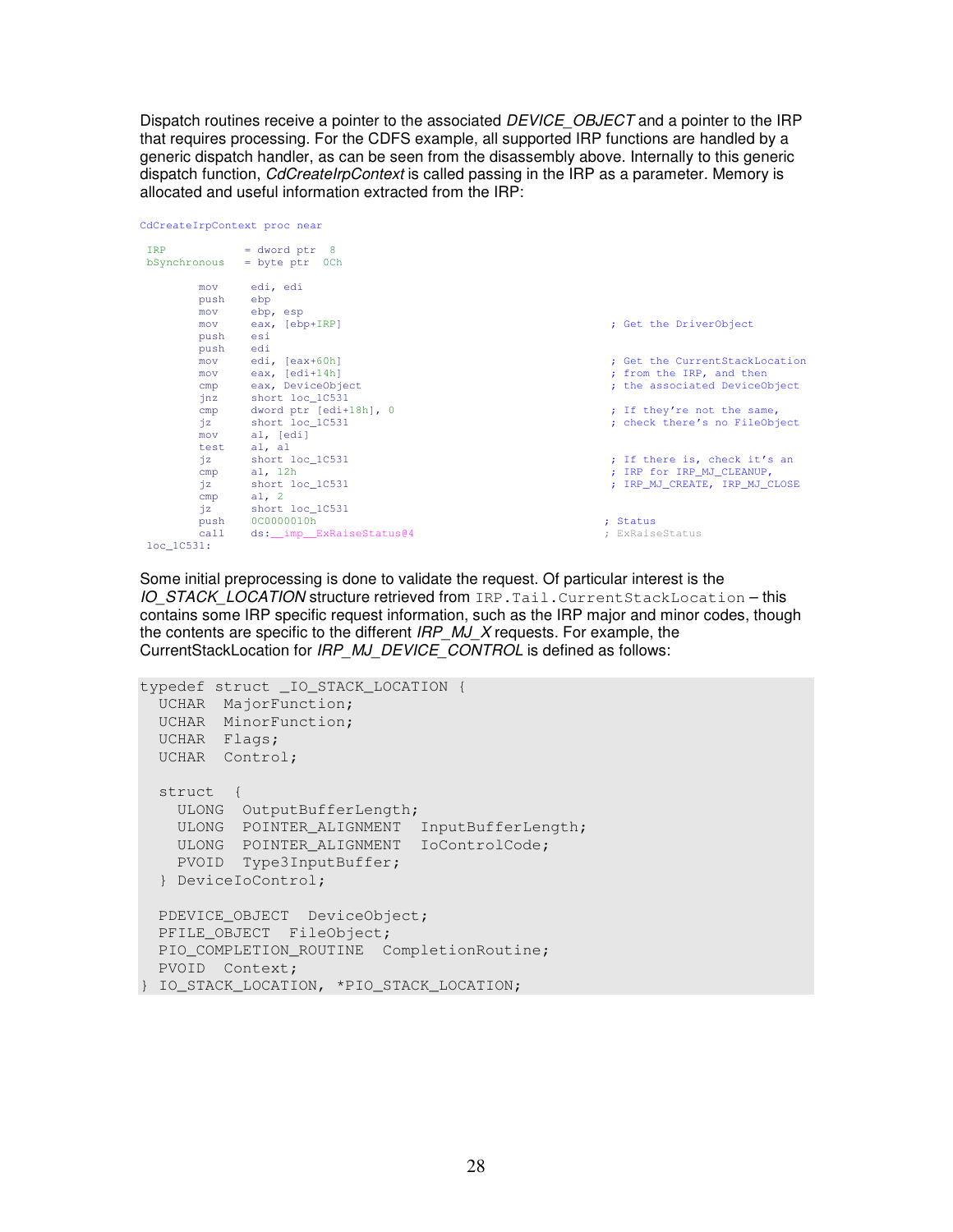Dispatch routines receive a pointer to the associated *DEVICE_OBJECT* and a pointer to the IRP that requires processing. For the CDFS example, all supported IRP functions are handled by a generic dispatch handler, as can be seen from the disassembly above. Internally to this generic dispatch function, *CdCreateIrpContext* is called passing in the IRP as a parameter. Memory is allocated and useful information extracted from the IRP:

```
CdCreateIrpContext proc near

 IRP            = dword ptr  8
 bSynchronous   = byte ptr  0Ch

         mov     edi, edi
         push    ebp
         mov     ebp, esp
         mov     eax, [ebp+IRP]                              ; Get the DriverObject
         push    esi
         push    edi
         mov     edi, [eax+60h]                              ; Get the CurrentStackLocation
         mov     eax, [edi+14h]                              ; from the IRP, and then
         cmp     eax, DeviceObject                           ; the associated DeviceObject
         jnz     short loc_1C531
         cmp     dword ptr [edi+18h], 0                      ; If they're not the same,
         jz      short loc_1C531                             ; check there's no FileObject
         mov     al, [edi]
         test    al, al
         jz      short loc_1C531                             ; If there is, check it's an
         cmp     al, 12h                                     ; IRP for IRP_MJ_CLEANUP,
         jz      short loc_1C531                             ; IRP_MJ_CREATE, IRP_MJ_CLOSE
         cmp     al, 2
         jz      short loc_1C531
         push    0C0000010h                                 ; Status
         call    ds:__imp__ExRaiseStatus@4                  ; ExRaiseStatus
 loc_1C531:
```

Some initial preprocessing is done to validate the request. Of particular interest is the *IO_STACK_LOCATION* structure retrieved from `IRP.Tail.CurrentStackLocation` – this contains some IRP specific request information, such as the IRP major and minor codes, though the contents are specific to the different *IRP_MJ_X* requests. For example, the CurrentStackLocation for *IRP_MJ_DEVICE_CONTROL* is defined as follows:

```
typedef struct _IO_STACK_LOCATION {
  UCHAR  MajorFunction;
  UCHAR  MinorFunction;
  UCHAR  Flags;
  UCHAR  Control;

  struct  {
    ULONG  OutputBufferLength;
    ULONG  POINTER_ALIGNMENT  InputBufferLength;
    ULONG  POINTER_ALIGNMENT  IoControlCode;
    PVOID  Type3InputBuffer;
  } DeviceIoControl;

  PDEVICE_OBJECT  DeviceObject;
  PFILE_OBJECT  FileObject;
  PIO_COMPLETION_ROUTINE  CompletionRoutine;
  PVOID  Context;
} IO_STACK_LOCATION, *PIO_STACK_LOCATION;
```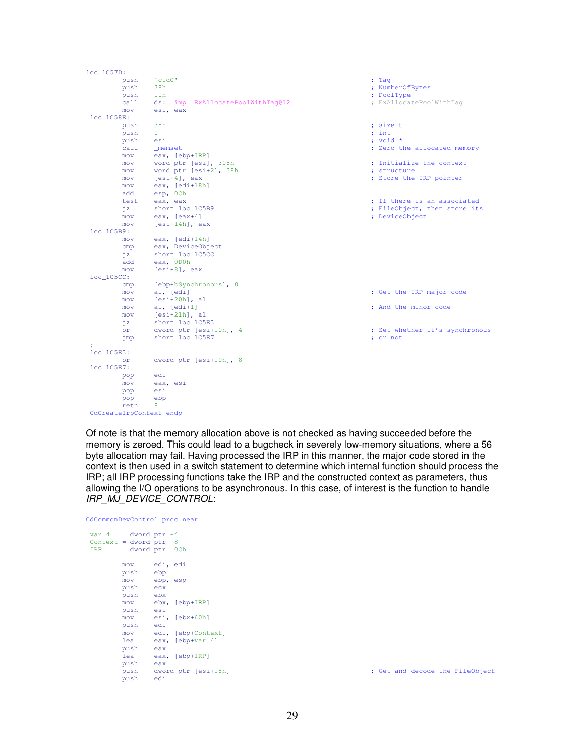```
loc_1C57D:
        push    'cidC'                                      ; Tag
        push    38h                                         ; NumberOfBytes
        push    10h                                         ; PoolType
        call    ds:__imp__ExAllocatePoolWithTag@12          ; ExAllocatePoolWithTag
        mov     esi, eax
 loc_1C58E:
        push    38h                                         ; size_t
        push    0                                           ; int
        push    esi                                         ; void *
        call    _memset                                     ; Zero the allocated memory
        mov     eax, [ebp+IRP]
        mov     word ptr [esi], 308h                        ; Initialize the context
        mov     word ptr [esi+2], 38h                       ; structure
        mov     [esi+4], eax                                ; Store the IRP pointer
        mov     eax, [edi+18h]
        add     esp, 0Ch
        test    eax, eax                                    ; If there is an associated
        jz      short loc_1C5B9                             ; FileObject, then store its
        mov     eax, [eax+4]                                ; DeviceObject
        mov     [esi+14h], eax
 loc_1C5B9:
        mov     eax, [edi+14h]
        cmp     eax, DeviceObject
        jz      short loc_1C5CC
        add     eax, 0D0h
        mov     [esi+8], eax
 loc_1C5CC:
        cmp     [ebp+bSynchronous], 0
        mov     al, [edi]                                   ; Get the IRP major code
        mov     [esi+20h], al
        mov     al, [edi+1]                                 ; And the minor code
        mov     [esi+21h], al
        jz      short loc_1C5E3
        or      dword ptr [esi+10h], 4                      ; Set whether it's synchronous
        jmp     short loc_1C5E7                             ; or not
 ; ---------------------------------------------------------------------------
 loc_1C5E3:
        or      dword ptr [esi+10h], 8
 loc_1C5E7:
        pop     edi
        mov     eax, esi
        pop     esi
        pop     ebp
        retn    8
 CdCreateIrpContext endp
```

Of note is that the memory allocation above is not checked as having succeeded before the memory is zeroed. This could lead to a bugcheck in severely low-memory situations, where a 56 byte allocation may fail. Having processed the IRP in this manner, the major code stored in the context is then used in a switch statement to determine which internal function should process the IRP; all IRP processing functions take the IRP and the constructed context as parameters, thus allowing the I/O operations to be asynchronous. In this case, of interest is the function to handle *IRP_MJ_DEVICE_CONTROL*:

```
CdCommonDevControl proc near

 var_4   = dword ptr -4
 Context = dword ptr  8
 IRP     = dword ptr  0Ch

        mov     edi, edi
        push    ebp
        mov     ebp, esp
        push    ecx
        push    ebx
        mov     ebx, [ebp+IRP]
        push    esi
        mov     esi, [ebx+60h]
        push    edi
        mov     edi, [ebp+Context]
        lea     eax, [ebp+var_4]
        push    eax
        lea     eax, [ebp+IRP]
        push    eax
        push    dword ptr [esi+18h]                         ; Get and decode the FileObject
        push    edi
```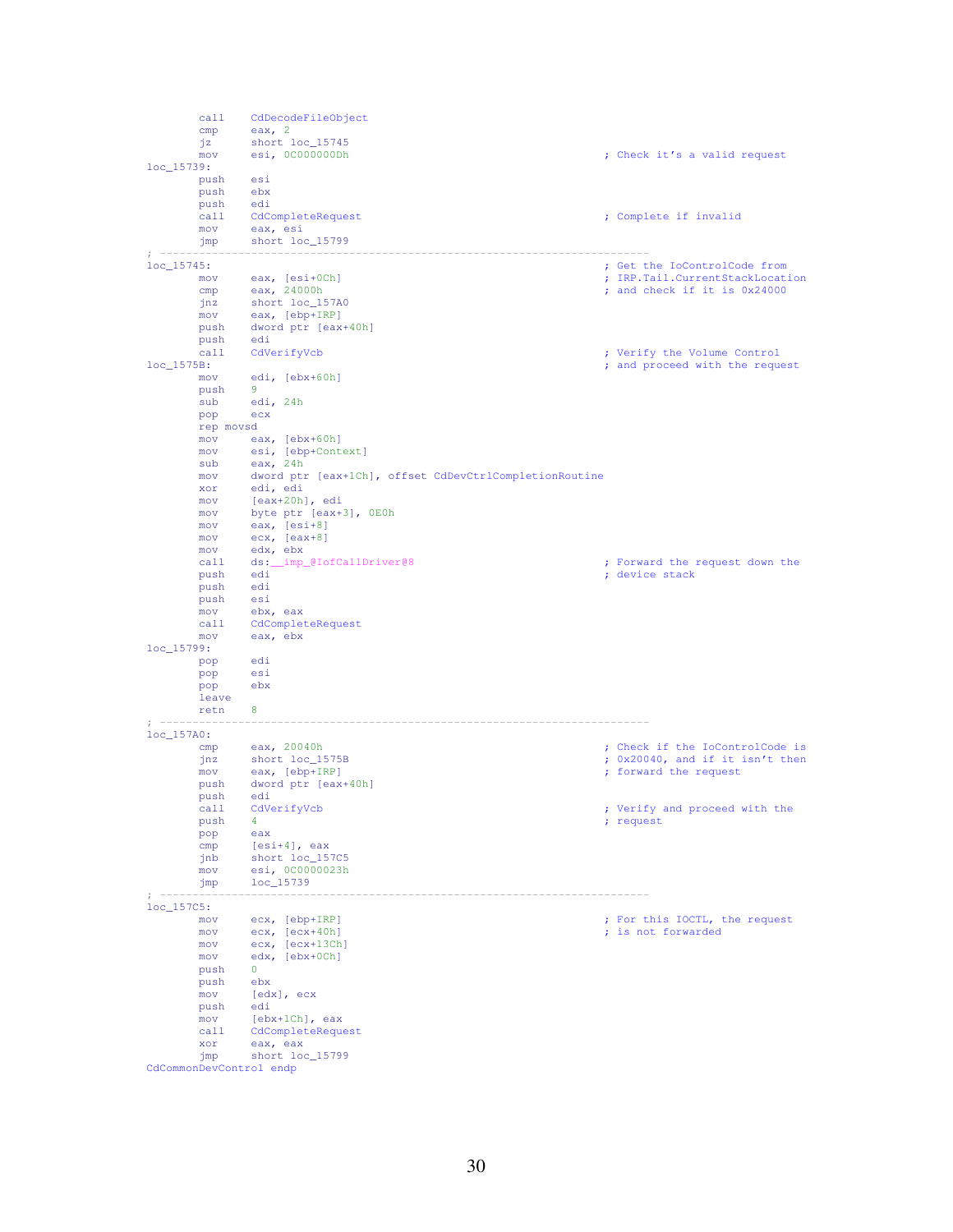```
        call    CdDecodeFileObject
        cmp     eax, 2
        jz      short loc_15745
        mov     esi, 0C000000Dh                         ; Check it's a valid request
loc_15739:
        push    esi
        push    ebx
        push    edi
        call    CdCompleteRequest                       ; Complete if invalid
        mov     eax, esi
        jmp     short loc_15799
; ---------------------------------------------------------------------------
loc_15745:                                              ; Get the IoControlCode from
        mov     eax, [esi+0Ch]                          ; IRP.Tail.CurrentStackLocation
        cmp     eax, 24000h                             ; and check if it is 0x24000
        jnz     short loc_157A0
        mov     eax, [ebp+IRP]
        push    dword ptr [eax+40h]
        push    edi
        call    CdVerifyVcb                             ; Verify the Volume Control
loc_1575B:                                              ; and proceed with the request
        mov     edi, [ebx+60h]
        push    9
        sub     edi, 24h
        pop     ecx
        rep movsd
        mov     eax, [ebx+60h]
        mov     esi, [ebp+Context]
        sub     eax, 24h
        mov     dword ptr [eax+1Ch], offset CdDevCtrlCompletionRoutine
        xor     edi, edi
        mov     [eax+20h], edi
        mov     byte ptr [eax+3], 0E0h
        mov     eax, [esi+8]
        mov     ecx, [eax+8]
        mov     edx, ebx
        call    ds:__imp_@IofCallDriver@8               ; Forward the request down the
        push    edi                                     ; device stack
        push    edi
        push    esi
        mov     ebx, eax
        call    CdCompleteRequest
        mov     eax, ebx
loc_15799:
        pop     edi
        pop     esi
        pop     ebx
        leave
        retn    8
; ---------------------------------------------------------------------------
loc_157A0:
        cmp     eax, 20040h                             ; Check if the IoControlCode is
        jnz     short loc_1575B                         ; 0x20040, and if it isn't then
        mov     eax, [ebp+IRP]                          ; forward the request
        push    dword ptr [eax+40h]
        push    edi
        call    CdVerifyVcb                             ; Verify and proceed with the
        push    4                                       ; request
        pop     eax
        cmp     [esi+4], eax
        jnb     short loc_157C5
        mov     esi, 0C0000023h
        jmp     loc_15739
; ---------------------------------------------------------------------------
loc_157C5:
        mov     ecx, [ebp+IRP]                          ; For this IOCTL, the request
        mov     ecx, [ecx+40h]                          ; is not forwarded
        mov     ecx, [ecx+13Ch]
        mov     edx, [ebx+0Ch]
        push    0
        push    ebx
        mov     [edx], ecx
        push    edi
        mov     [ebx+1Ch], eax
        call    CdCompleteRequest
        xor     eax, eax
        jmp     short loc_15799
CdCommonDevControl endp
```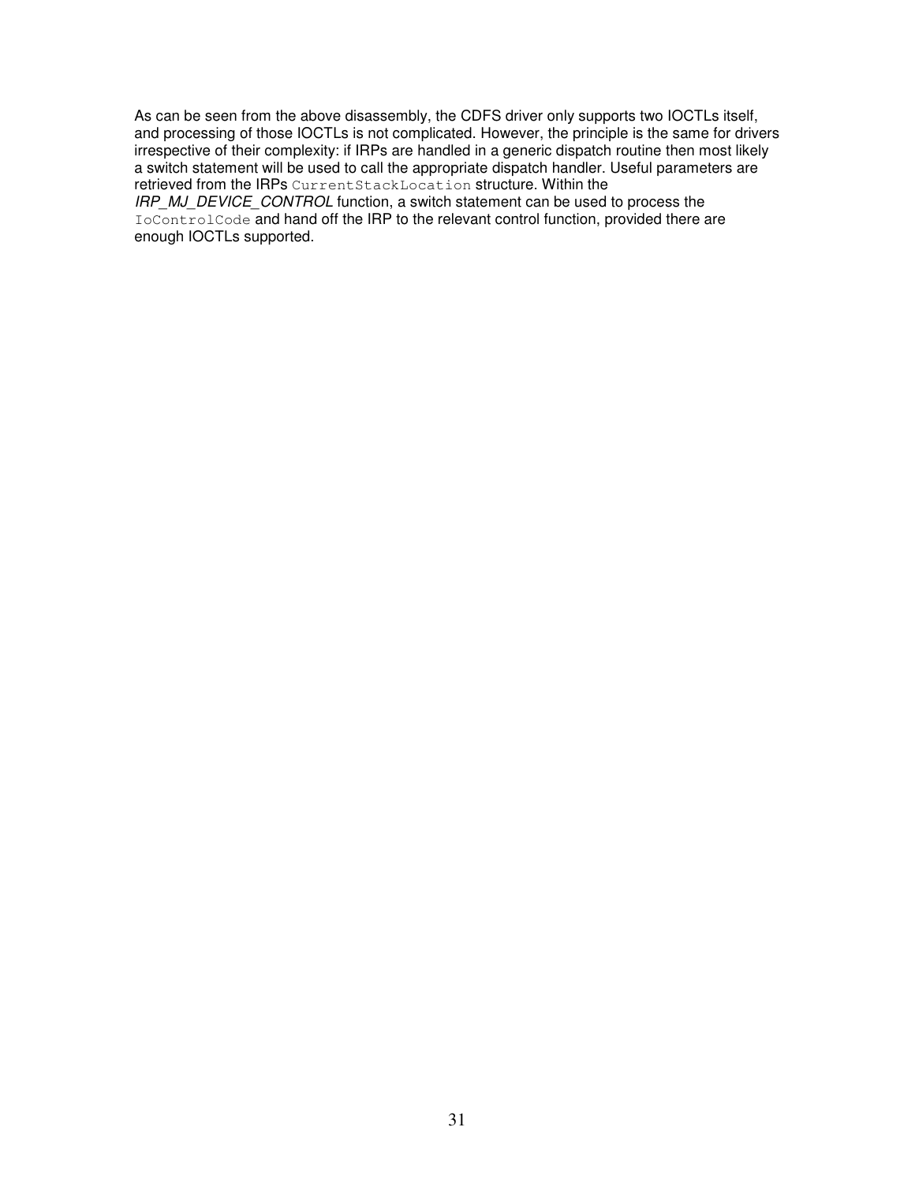As can be seen from the above disassembly, the CDFS driver only supports two IOCTLs itself, and processing of those IOCTLs is not complicated. However, the principle is the same for drivers irrespective of their complexity: if IRPs are handled in a generic dispatch routine then most likely a switch statement will be used to call the appropriate dispatch handler. Useful parameters are retrieved from the IRPs `CurrentStackLocation` structure. Within the *IRP_MJ_DEVICE_CONTROL* function, a switch statement can be used to process the `IoControlCode` and hand off the IRP to the relevant control function, provided there are enough IOCTLs supported.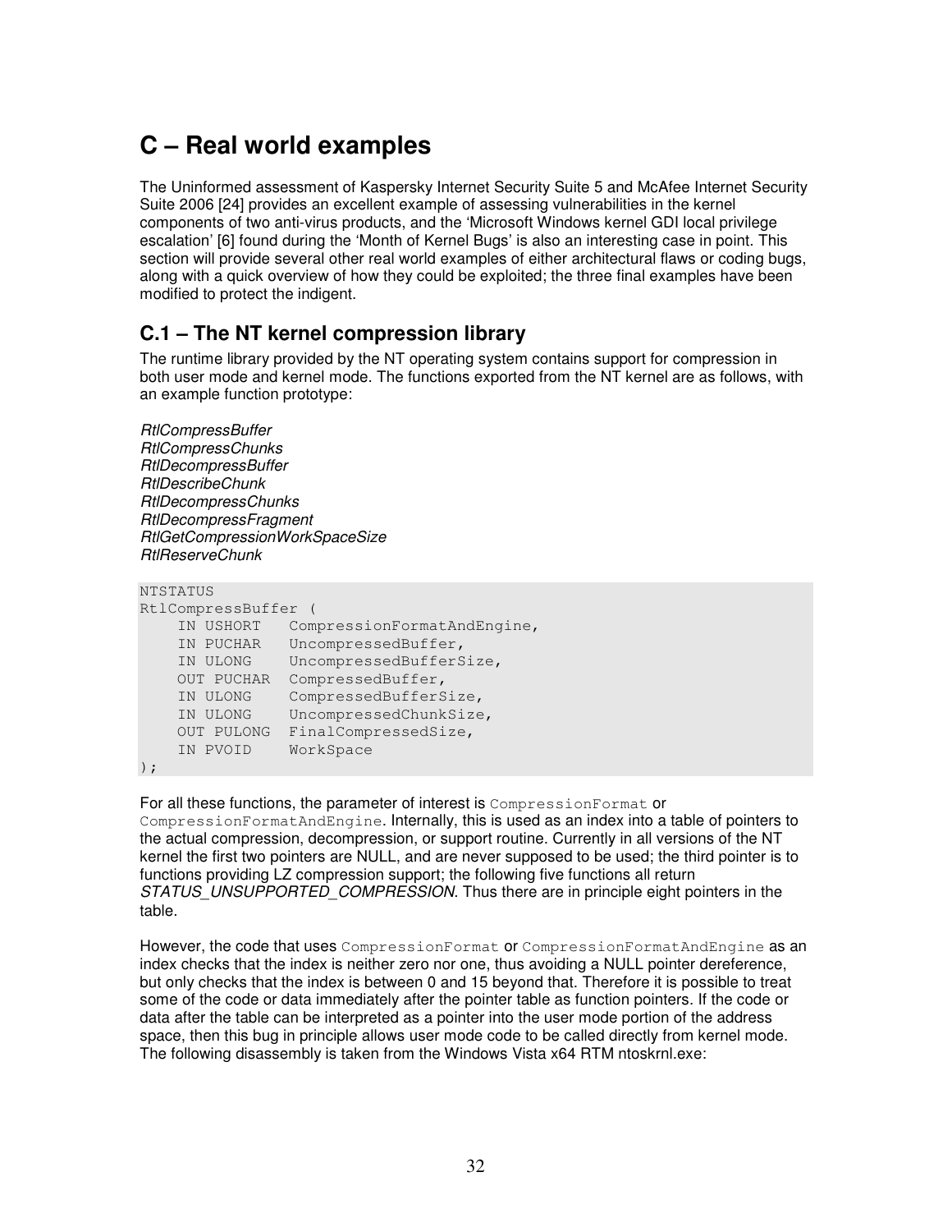# C – Real world examples

The Uninformed assessment of Kaspersky Internet Security Suite 5 and McAfee Internet Security Suite 2006 [24] provides an excellent example of assessing vulnerabilities in the kernel components of two anti-virus products, and the 'Microsoft Windows kernel GDI local privilege escalation' [6] found during the 'Month of Kernel Bugs' is also an interesting case in point. This section will provide several other real world examples of either architectural flaws or coding bugs, along with a quick overview of how they could be exploited; the three final examples have been modified to protect the indigent.

## C.1 – The NT kernel compression library

The runtime library provided by the NT operating system contains support for compression in both user mode and kernel mode. The functions exported from the NT kernel are as follows, with an example function prototype:

*RtlCompressBuffer*
*RtlCompressChunks*
*RtlDecompressBuffer*
*RtlDescribeChunk*
*RtlDecompressChunks*
*RtlDecompressFragment*
*RtlGetCompressionWorkSpaceSize*
*RtlReserveChunk*

```
NTSTATUS
RtlCompressBuffer (
    IN USHORT   CompressionFormatAndEngine,
    IN PUCHAR   UncompressedBuffer,
    IN ULONG    UncompressedBufferSize,
    OUT PUCHAR  CompressedBuffer,
    IN ULONG    CompressedBufferSize,
    IN ULONG    UncompressedChunkSize,
    OUT PULONG  FinalCompressedSize,
    IN PVOID    WorkSpace
);
```

For all these functions, the parameter of interest is `CompressionFormat` or `CompressionFormatAndEngine`. Internally, this is used as an index into a table of pointers to the actual compression, decompression, or support routine. Currently in all versions of the NT kernel the first two pointers are NULL, and are never supposed to be used; the third pointer is to functions providing LZ compression support; the following five functions all return *STATUS_UNSUPPORTED_COMPRESSION*. Thus there are in principle eight pointers in the table.

However, the code that uses `CompressionFormat` or `CompressionFormatAndEngine` as an index checks that the index is neither zero nor one, thus avoiding a NULL pointer dereference, but only checks that the index is between 0 and 15 beyond that. Therefore it is possible to treat some of the code or data immediately after the pointer table as function pointers. If the code or data after the table can be interpreted as a pointer into the user mode portion of the address space, then this bug in principle allows user mode code to be called directly from kernel mode. The following disassembly is taken from the Windows Vista x64 RTM ntoskrnl.exe: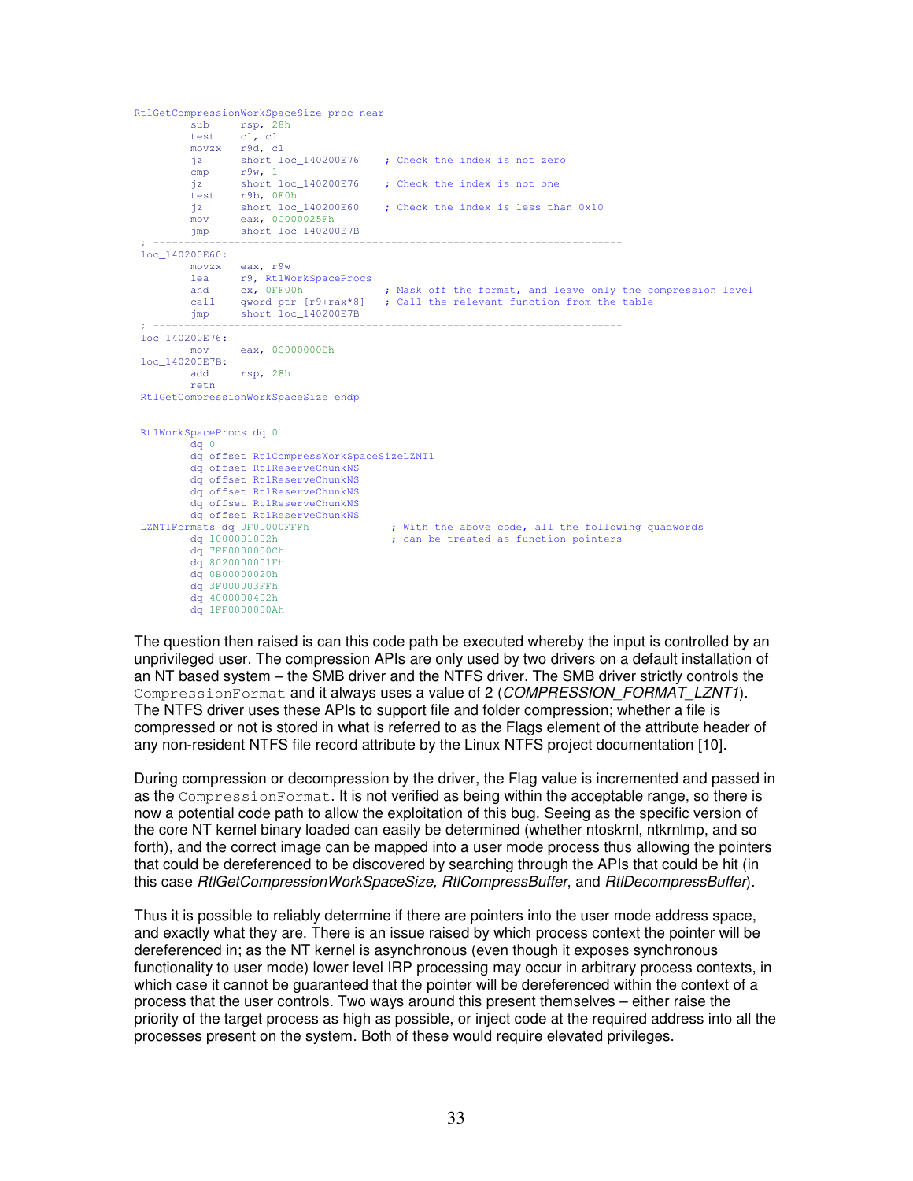```
RtlGetCompressionWorkSpaceSize proc near
        sub     rsp, 28h
        test    cl, cl
        movzx   r9d, cl
        jz      short loc_140200E76    ; Check the index is not zero
        cmp     r9w, 1
        jz      short loc_140200E76    ; Check the index is not one
        test    r9b, 0F0h
        jz      short loc_140200E60    ; Check the index is less than 0x10
        mov     eax, 0C000025Fh
        jmp     short loc_140200E7B
; ---------------------------------------------------------------------------
loc_140200E60:
        movzx   eax, r9w
        lea     r9, RtlWorkSpaceProcs
        and     cx, 0FF00h             ; Mask off the format, and leave only the compression level
        call    qword ptr [r9+rax*8]   ; Call the relevant function from the table
        jmp     short loc_140200E7B
; ---------------------------------------------------------------------------
loc_140200E76:
        mov     eax, 0C000000Dh
loc_140200E7B:
        add     rsp, 28h
        retn
RtlGetCompressionWorkSpaceSize endp


RtlWorkSpaceProcs dq 0
        dq 0
        dq offset RtlCompressWorkSpaceSizeLZNT1
        dq offset RtlReserveChunkNS
        dq offset RtlReserveChunkNS
        dq offset RtlReserveChunkNS
        dq offset RtlReserveChunkNS
        dq offset RtlReserveChunkNS
LZNT1Formats dq 0F00000FFFh             ; With the above code, all the following quadwords
        dq 1000001002h                 ; can be treated as function pointers
        dq 7FF0000000Ch
        dq 8020000001Fh
        dq 0B00000020h
        dq 3F000003FFh
        dq 4000000402h
        dq 1FF0000000Ah
```

The question then raised is can this code path be executed whereby the input is controlled by an unprivileged user. The compression APIs are only used by two drivers on a default installation of an NT based system – the SMB driver and the NTFS driver. The SMB driver strictly controls the `CompressionFormat` and it always uses a value of 2 (*COMPRESSION_FORMAT_LZNT1*). The NTFS driver uses these APIs to support file and folder compression; whether a file is compressed or not is stored in what is referred to as the Flags element of the attribute header of any non-resident NTFS file record attribute by the Linux NTFS project documentation [10].

During compression or decompression by the driver, the Flag value is incremented and passed in as the `CompressionFormat`. It is not verified as being within the acceptable range, so there is now a potential code path to allow the exploitation of this bug. Seeing as the specific version of the core NT kernel binary loaded can easily be determined (whether ntoskrnl, ntkrnlmp, and so forth), and the correct image can be mapped into a user mode process thus allowing the pointers that could be dereferenced to be discovered by searching through the APIs that could be hit (in this case *RtlGetCompressionWorkSpaceSize, RtlCompressBuffer*, and *RtlDecompressBuffer*).

Thus it is possible to reliably determine if there are pointers into the user mode address space, and exactly what they are. There is an issue raised by which process context the pointer will be dereferenced in; as the NT kernel is asynchronous (even though it exposes synchronous functionality to user mode) lower level IRP processing may occur in arbitrary process contexts, in which case it cannot be guaranteed that the pointer will be dereferenced within the context of a process that the user controls. Two ways around this present themselves – either raise the priority of the target process as high as possible, or inject code at the required address into all the processes present on the system. Both of these would require elevated privileges.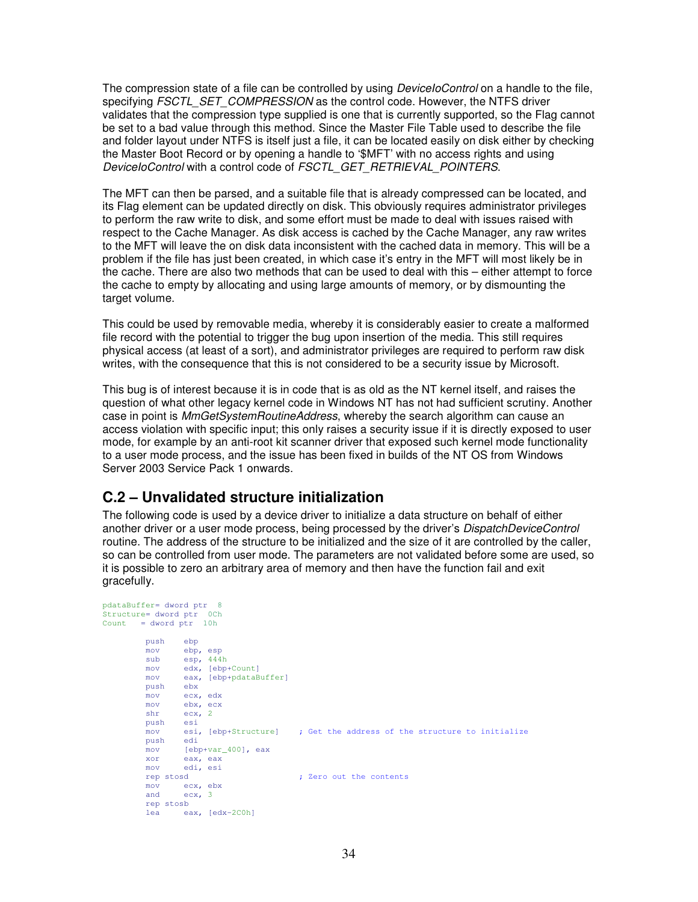The compression state of a file can be controlled by using *DeviceIoControl* on a handle to the file, specifying *FSCTL_SET_COMPRESSION* as the control code. However, the NTFS driver validates that the compression type supplied is one that is currently supported, so the Flag cannot be set to a bad value through this method. Since the Master File Table used to describe the file and folder layout under NTFS is itself just a file, it can be located easily on disk either by checking the Master Boot Record or by opening a handle to '$MFT' with no access rights and using *DeviceIoControl* with a control code of *FSCTL_GET_RETRIEVAL_POINTERS*.

The MFT can then be parsed, and a suitable file that is already compressed can be located, and its Flag element can be updated directly on disk. This obviously requires administrator privileges to perform the raw write to disk, and some effort must be made to deal with issues raised with respect to the Cache Manager. As disk access is cached by the Cache Manager, any raw writes to the MFT will leave the on disk data inconsistent with the cached data in memory. This will be a problem if the file has just been created, in which case it's entry in the MFT will most likely be in the cache. There are also two methods that can be used to deal with this – either attempt to force the cache to empty by allocating and using large amounts of memory, or by dismounting the target volume.

This could be used by removable media, whereby it is considerably easier to create a malformed file record with the potential to trigger the bug upon insertion of the media. This still requires physical access (at least of a sort), and administrator privileges are required to perform raw disk writes, with the consequence that this is not considered to be a security issue by Microsoft.

This bug is of interest because it is in code that is as old as the NT kernel itself, and raises the question of what other legacy kernel code in Windows NT has not had sufficient scrutiny. Another case in point is *MmGetSystemRoutineAddress*, whereby the search algorithm can cause an access violation with specific input; this only raises a security issue if it is directly exposed to user mode, for example by an anti-root kit scanner driver that exposed such kernel mode functionality to a user mode process, and the issue has been fixed in builds of the NT OS from Windows Server 2003 Service Pack 1 onwards.

## C.2 – Unvalidated structure initialization

The following code is used by a device driver to initialize a data structure on behalf of either another driver or a user mode process, being processed by the driver's *DispatchDeviceControl* routine. The address of the structure to be initialized and the size of it are controlled by the caller, so can be controlled from user mode. The parameters are not validated before some are used, so it is possible to zero an arbitrary area of memory and then have the function fail and exit gracefully.

```
pdataBuffer= dword ptr  8
Structure= dword ptr  0Ch
Count   = dword ptr  10h

         push    ebp
         mov     ebp, esp
         sub     esp, 444h
         mov     edx, [ebp+Count]
         mov     eax, [ebp+pdataBuffer]
         push    ebx
         mov     ecx, edx
         mov     ebx, ecx
         shr     ecx, 2
         push    esi
         mov     esi, [ebp+Structure]     ; Get the address of the structure to initialize
         push    edi
         mov     [ebp+var_400], eax
         xor     eax, eax
         mov     edi, esi
         rep stosd                        ; Zero out the contents
         mov     ecx, ebx
         and     ecx, 3
         rep stosb
         lea     eax, [edx-2C0h]
```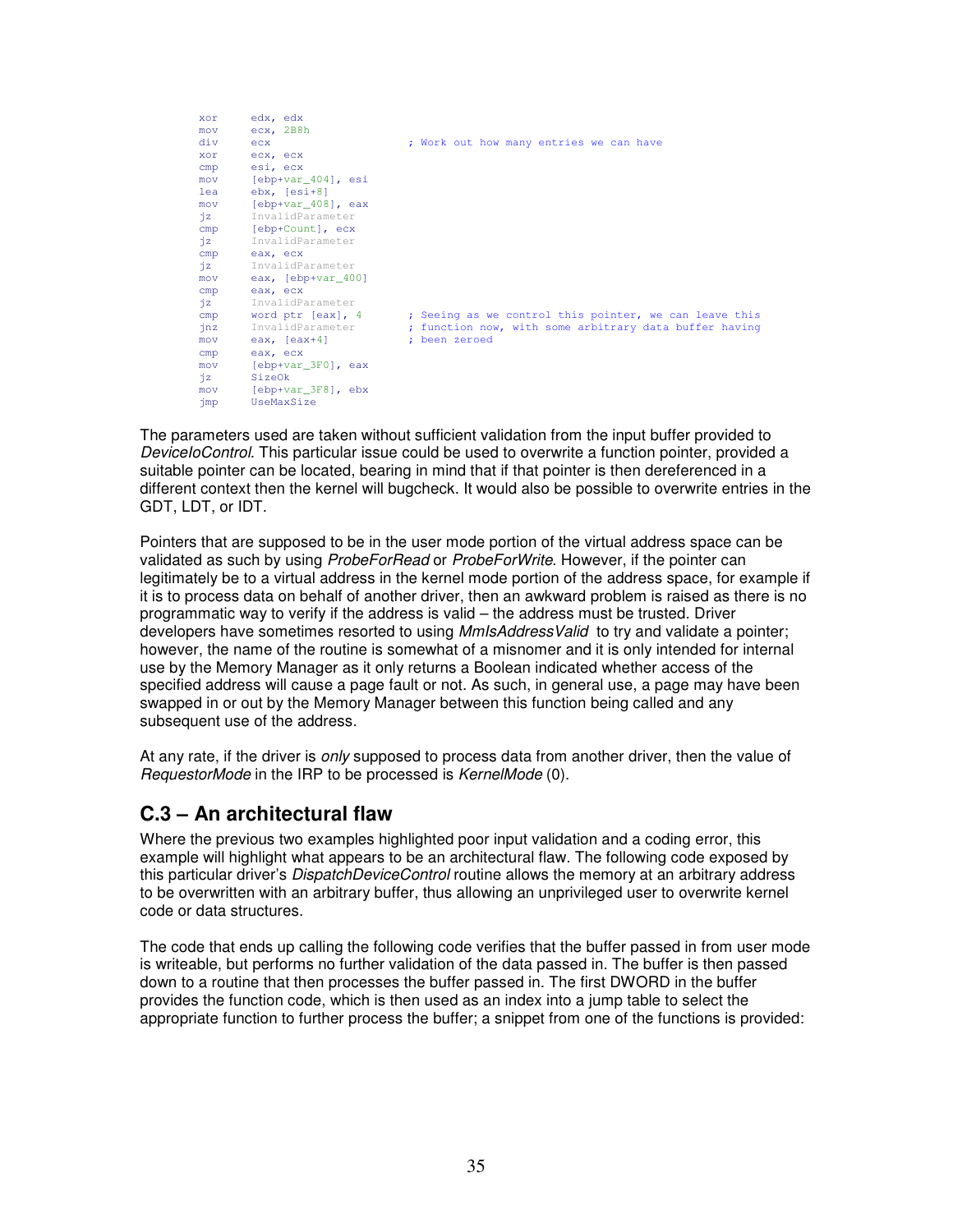```
xor     edx, edx
mov     ecx, 2B8h
div     ecx                     ; Work out how many entries we can have
xor     ecx, ecx
cmp     esi, ecx
mov     [ebp+var_404], esi
lea     ebx, [esi+8]
mov     [ebp+var_408], eax
jz      InvalidParameter
cmp     [ebp+Count], ecx
jz      InvalidParameter
cmp     eax, ecx
jz      InvalidParameter
mov     eax, [ebp+var_400]
cmp     eax, ecx
jz      InvalidParameter
cmp     word ptr [eax], 4       ; Seeing as we control this pointer, we can leave this
jnz     InvalidParameter        ; function now, with some arbitrary data buffer having
mov     eax, [eax+4]            ; been zeroed
cmp     eax, ecx
mov     [ebp+var_3F0], eax
jz      SizeOk
mov     [ebp+var_3F8], ebx
jmp     UseMaxSize
```

The parameters used are taken without sufficient validation from the input buffer provided to *DeviceIoControl*. This particular issue could be used to overwrite a function pointer, provided a suitable pointer can be located, bearing in mind that if that pointer is then dereferenced in a different context then the kernel will bugcheck. It would also be possible to overwrite entries in the GDT, LDT, or IDT.

Pointers that are supposed to be in the user mode portion of the virtual address space can be validated as such by using *ProbeForRead* or *ProbeForWrite*. However, if the pointer can legitimately be to a virtual address in the kernel mode portion of the address space, for example if it is to process data on behalf of another driver, then an awkward problem is raised as there is no programmatic way to verify if the address is valid – the address must be trusted. Driver developers have sometimes resorted to using *MmIsAddressValid* to try and validate a pointer; however, the name of the routine is somewhat of a misnomer and it is only intended for internal use by the Memory Manager as it only returns a Boolean indicated whether access of the specified address will cause a page fault or not. As such, in general use, a page may have been swapped in or out by the Memory Manager between this function being called and any subsequent use of the address.

At any rate, if the driver is *only* supposed to process data from another driver, then the value of *RequestorMode* in the IRP to be processed is *KernelMode* (0).

## C.3 – An architectural flaw

Where the previous two examples highlighted poor input validation and a coding error, this example will highlight what appears to be an architectural flaw. The following code exposed by this particular driver's *DispatchDeviceControl* routine allows the memory at an arbitrary address to be overwritten with an arbitrary buffer, thus allowing an unprivileged user to overwrite kernel code or data structures.

The code that ends up calling the following code verifies that the buffer passed in from user mode is writeable, but performs no further validation of the data passed in. The buffer is then passed down to a routine that then processes the buffer passed in. The first DWORD in the buffer provides the function code, which is then used as an index into a jump table to select the appropriate function to further process the buffer; a snippet from one of the functions is provided: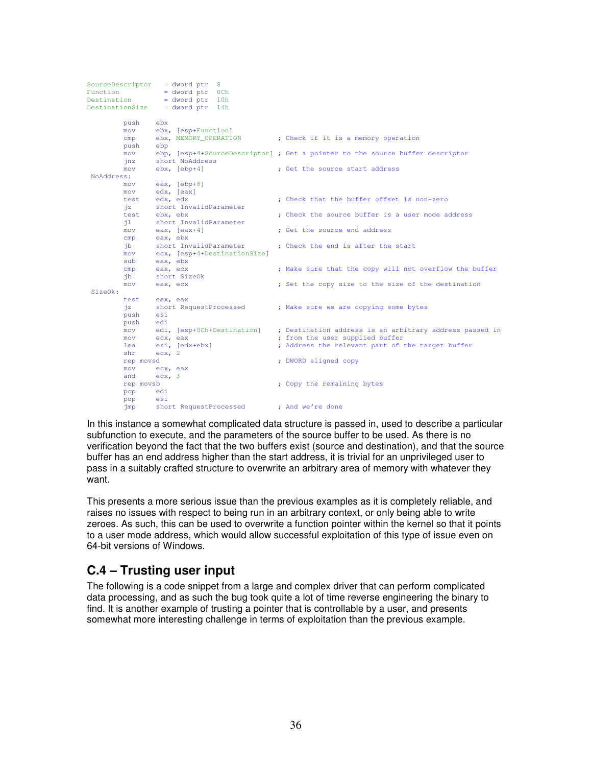```
SourceDescriptor   = dword ptr  8
Function           = dword ptr  0Ch
Destination        = dword ptr  10h
DestinationSize    = dword ptr  14h

        push    ebx
        mov     ebx, [esp+Function]
        cmp     ebx, MEMORY_OPERATION         ; Check if it is a memory operation
        push    ebp
        mov     ebp, [esp+4+SourceDescriptor] ; Get a pointer to the source buffer descriptor
        jnz     short NoAddress
        mov     ebx, [ebp+4]                  ; Get the source start address
 NoAddress:
        mov     eax, [ebp+8]
        mov     edx, [eax]
        test    edx, edx                      ; Check that the buffer offset is non-zero
        jz      short InvalidParameter
        test    ebx, ebx                      ; Check the source buffer is a user mode address
        jl      short InvalidParameter
        mov     eax, [eax+4]                  ; Get the source end address
        cmp     eax, ebx
        jb      short InvalidParameter        ; Check the end is after the start
        mov     ecx, [esp+4+DestinationSize]
        sub     eax, ebx
        cmp     eax, ecx                      ; Make sure that the copy will not overflow the buffer
        jb      short SizeOk
        mov     eax, ecx                      ; Set the copy size to the size of the destination
 SizeOk:
        test    eax, eax
        jz      short RequestProcessed        ; Make sure we are copying some bytes
        push    esi
        push    edi
        mov     edi, [esp+0Ch+Destination]    ; Destination address is an arbitrary address passed in
        mov     ecx, eax                      ; from the user supplied buffer
        lea     esi, [edx+ebx]                ; Address the relevant part of the target buffer
        shr     ecx, 2
        rep movsd                             ; DWORD aligned copy
        mov     ecx, eax
        and     ecx, 3
        rep movsb                             ; Copy the remaining bytes
        pop     edi
        pop     esi
        jmp     short RequestProcessed        ; And we're done
```

In this instance a somewhat complicated data structure is passed in, used to describe a particular subfunction to execute, and the parameters of the source buffer to be used. As there is no verification beyond the fact that the two buffers exist (source and destination), and that the source buffer has an end address higher than the start address, it is trivial for an unprivileged user to pass in a suitably crafted structure to overwrite an arbitrary area of memory with whatever they want.

This presents a more serious issue than the previous examples as it is completely reliable, and raises no issues with respect to being run in an arbitrary context, or only being able to write zeroes. As such, this can be used to overwrite a function pointer within the kernel so that it points to a user mode address, which would allow successful exploitation of this type of issue even on 64-bit versions of Windows.

## C.4 – Trusting user input

The following is a code snippet from a large and complex driver that can perform complicated data processing, and as such the bug took quite a lot of time reverse engineering the binary to find. It is another example of trusting a pointer that is controllable by a user, and presents somewhat more interesting challenge in terms of exploitation than the previous example.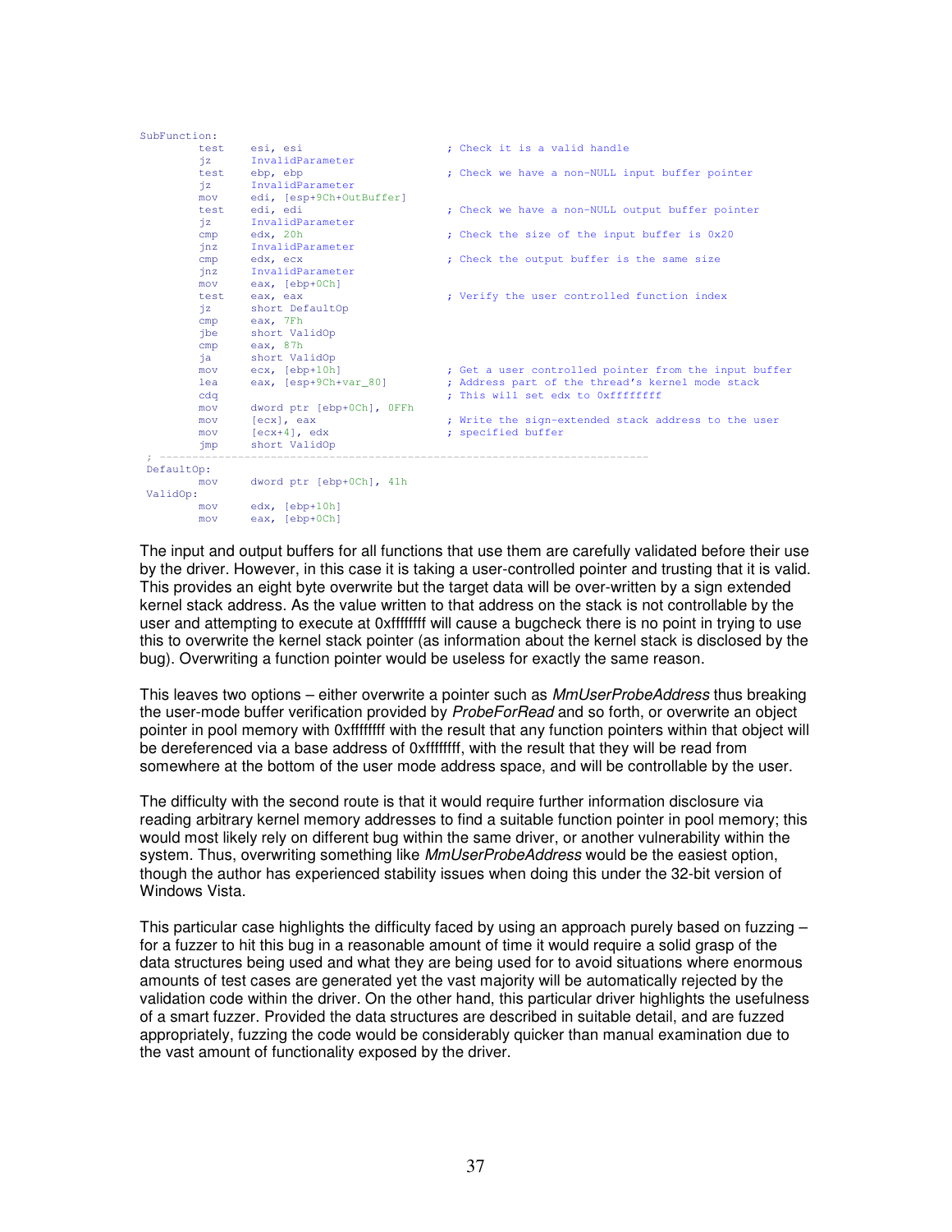```
SubFunction:
        test    esi, esi                        ; Check it is a valid handle
        jz      InvalidParameter
        test    ebp, ebp                        ; Check we have a non-NULL input buffer pointer
        jz      InvalidParameter
        mov     edi, [esp+9Ch+OutBuffer]
        test    edi, edi                        ; Check we have a non-NULL output buffer pointer
        jz      InvalidParameter
        cmp     edx, 20h                        ; Check the size of the input buffer is 0x20
        jnz     InvalidParameter
        cmp     edx, ecx                        ; Check the output buffer is the same size
        jnz     InvalidParameter
        mov     eax, [ebp+0Ch]
        test    eax, eax                        ; Verify the user controlled function index
        jz      short DefaultOp
        cmp     eax, 7Fh
        jbe     short ValidOp
        cmp     eax, 87h
        ja      short ValidOp
        mov     ecx, [ebp+10h]                  ; Get a user controlled pointer from the input buffer
        lea     eax, [esp+9Ch+var_80]           ; Address part of the thread's kernel mode stack
        cdq                                     ; This will set edx to 0xffffffff
        mov     dword ptr [ebp+0Ch], 0FFh
        mov     [ecx], eax                      ; Write the sign-extended stack address to the user
        mov     [ecx+4], edx                    ; specified buffer
        jmp     short ValidOp
; ---------------------------------------------------------------------------
DefaultOp:
        mov     dword ptr [ebp+0Ch], 41h
ValidOp:
        mov     edx, [ebp+10h]
        mov     eax, [ebp+0Ch]
```

The input and output buffers for all functions that use them are carefully validated before their use by the driver. However, in this case it is taking a user-controlled pointer and trusting that it is valid. This provides an eight byte overwrite but the target data will be over-written by a sign extended kernel stack address. As the value written to that address on the stack is not controllable by the user and attempting to execute at 0xffffffff will cause a bugcheck there is no point in trying to use this to overwrite the kernel stack pointer (as information about the kernel stack is disclosed by the bug). Overwriting a function pointer would be useless for exactly the same reason.

This leaves two options – either overwrite a pointer such as *MmUserProbeAddress* thus breaking the user-mode buffer verification provided by *ProbeForRead* and so forth, or overwrite an object pointer in pool memory with 0xffffffff with the result that any function pointers within that object will be dereferenced via a base address of 0xffffffff, with the result that they will be read from somewhere at the bottom of the user mode address space, and will be controllable by the user.

The difficulty with the second route is that it would require further information disclosure via reading arbitrary kernel memory addresses to find a suitable function pointer in pool memory; this would most likely rely on different bug within the same driver, or another vulnerability within the system. Thus, overwriting something like *MmUserProbeAddress* would be the easiest option, though the author has experienced stability issues when doing this under the 32-bit version of Windows Vista.

This particular case highlights the difficulty faced by using an approach purely based on fuzzing – for a fuzzer to hit this bug in a reasonable amount of time it would require a solid grasp of the data structures being used and what they are being used for to avoid situations where enormous amounts of test cases are generated yet the vast majority will be automatically rejected by the validation code within the driver. On the other hand, this particular driver highlights the usefulness of a smart fuzzer. Provided the data structures are described in suitable detail, and are fuzzed appropriately, fuzzing the code would be considerably quicker than manual examination due to the vast amount of functionality exposed by the driver.